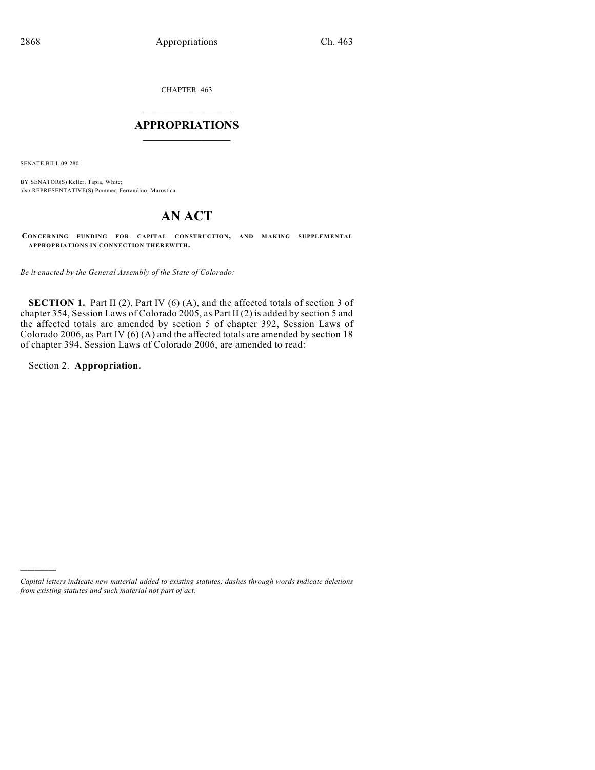CHAPTER 463

# APPROPRIATIONS

SENATE BILL 09-280

BY SENATOR(S) Keller, Tapia, White;
also REPRESENTATIVE(S) Pommer, Ferrandino, Marostica.

# AN ACT

**CONCERNING FUNDING FOR CAPITAL CONSTRUCTION, AND MAKING SUPPLEMENTAL APPROPRIATIONS IN CONNECTION THEREWITH.**

*Be it enacted by the General Assembly of the State of Colorado:*

**SECTION 1.** Part II (2), Part IV (6) (A), and the affected totals of section 3 of chapter 354, Session Laws of Colorado 2005, as Part II (2) is added by section 5 and the affected totals are amended by section 5 of chapter 392, Session Laws of Colorado 2006, as Part IV (6) (A) and the affected totals are amended by section 18 of chapter 394, Session Laws of Colorado 2006, are amended to read:

Section 2. **Appropriation.**

---

*Capital letters indicate new material added to existing statutes; dashes through words indicate deletions from existing statutes and such material not part of act.*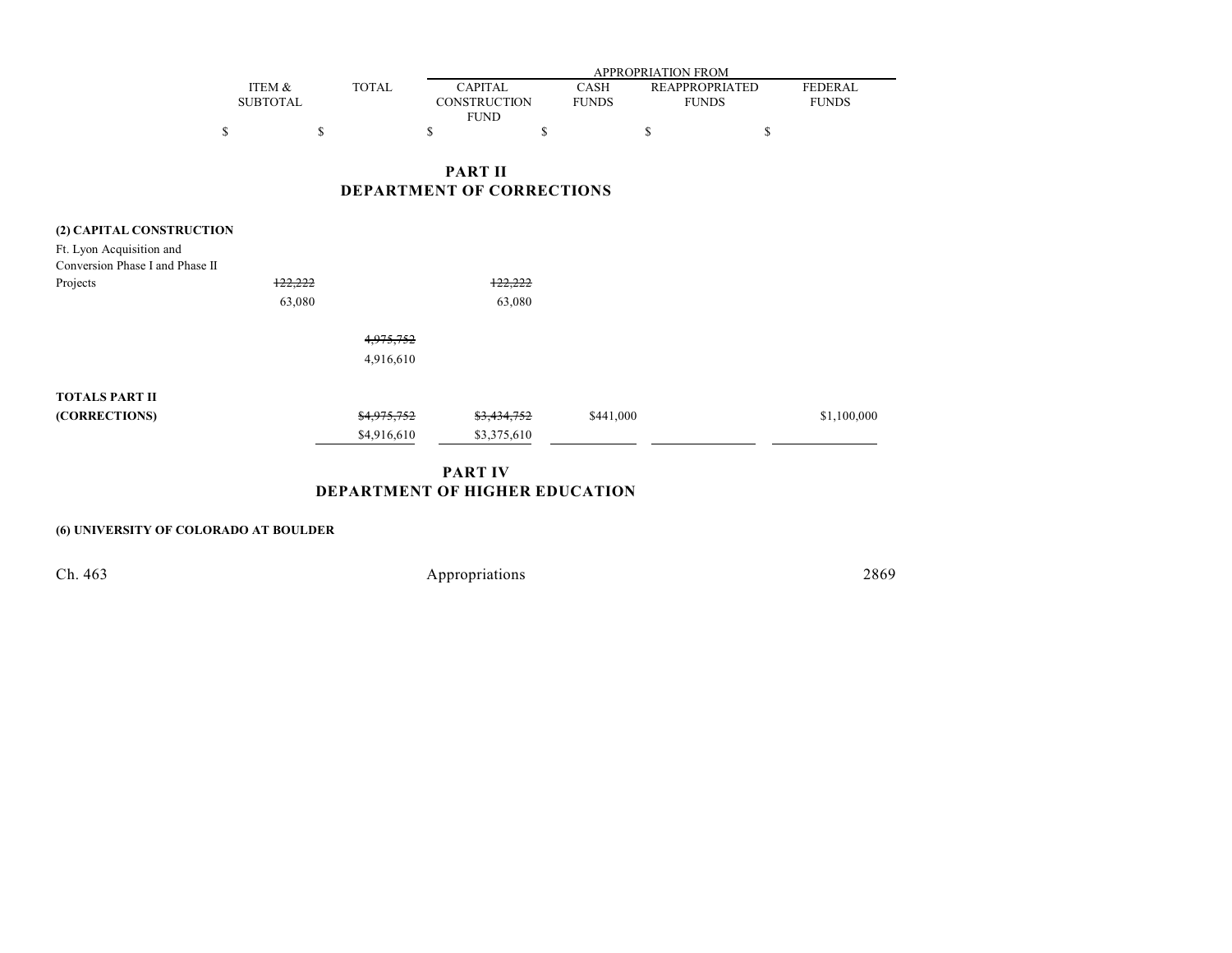| | ITEM & SUBTOTAL | TOTAL | APPROPRIATION FROM CAPITAL CONSTRUCTION FUND | CASH FUNDS | REAPPROPRIATED FUNDS | FEDERAL FUNDS |
|---|---|---|---|---|---|---|
| | $ | $ | $ | $ | $ | $ |

## PART II
## DEPARTMENT OF CORRECTIONS

| | ITEM & SUBTOTAL | TOTAL | CAPITAL CONSTRUCTION FUND | CASH FUNDS | REAPPROPRIATED FUNDS | FEDERAL FUNDS |
|---|---|---|---|---|---|---|
| **(2) CAPITAL CONSTRUCTION** | | | | | | |
| Ft. Lyon Acquisition and Conversion Phase I and Phase II Projects | ~~122,222~~ 63,080 | | ~~122,222~~ 63,080 | | | |
| | | ~~4,975,752~~ 4,916,610 | | | | |
| **TOTALS PART II (CORRECTIONS)** | | ~~$4,975,752~~ $4,916,610 | ~~$3,434,752~~ $3,375,610 | $441,000 | | $1,100,000 |

## PART IV
## DEPARTMENT OF HIGHER EDUCATION

**(6) UNIVERSITY OF COLORADO AT BOULDER**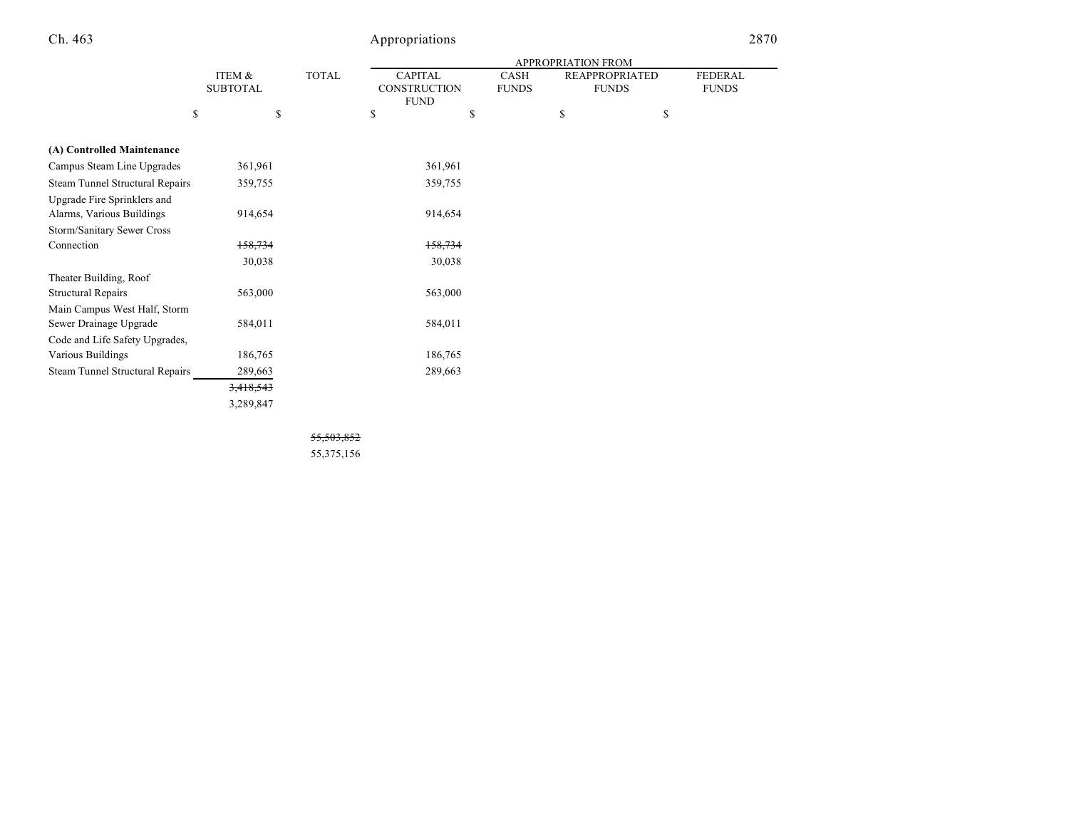| | ITEM & SUBTOTAL | TOTAL | APPROPRIATION FROM | | | |
|---|---|---|---|---|---|---|
| | | | CAPITAL CONSTRUCTION FUND | CASH FUNDS | REAPPROPRIATED FUNDS | FEDERAL FUNDS |
| | $ | $ | $ | $ | $ | $ |
| **(A) Controlled Maintenance** | | | | | | |
| Campus Steam Line Upgrades | 361,961 | | 361,961 | | | |
| Steam Tunnel Structural Repairs | 359,755 | | 359,755 | | | |
| Upgrade Fire Sprinklers and Alarms, Various Buildings | 914,654 | | 914,654 | | | |
| Storm/Sanitary Sewer Cross Connection | ~~158,734~~ | | ~~158,734~~ | | | |
| | 30,038 | | 30,038 | | | |
| Theater Building, Roof Structural Repairs | 563,000 | | 563,000 | | | |
| Main Campus West Half, Storm Sewer Drainage Upgrade | 584,011 | | 584,011 | | | |
| Code and Life Safety Upgrades, Various Buildings | 186,765 | | 186,765 | | | |
| Steam Tunnel Structural Repairs | 289,663 | | 289,663 | | | |
| | ~~3,418,543~~ | | | | | |
| | 3,289,847 | | | | | |
| | | ~~55,503,852~~ | | | | |
| | | 55,375,156 | | | | |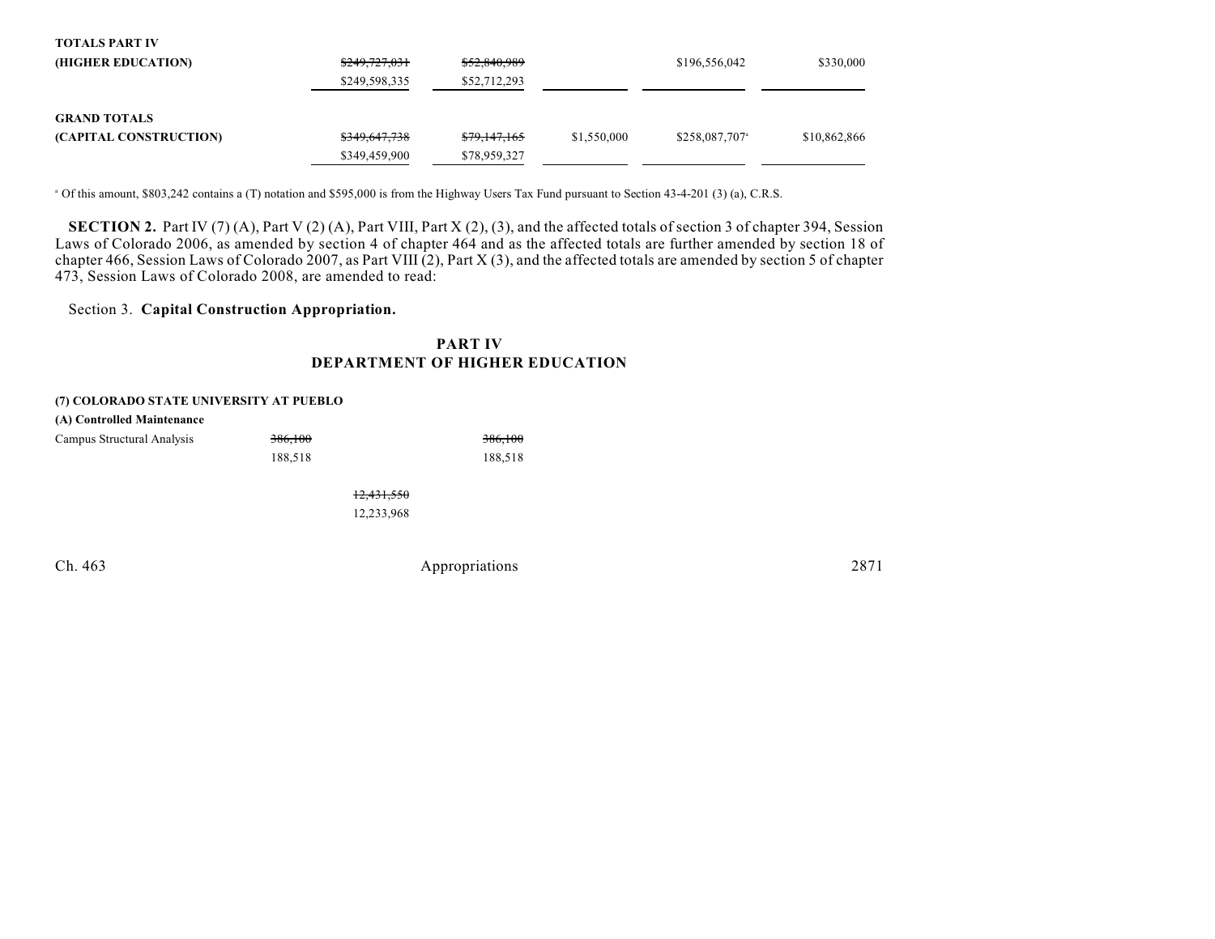| | | | | | |
|---|---|---|---|---|---|
| **TOTALS PART IV** | | | | | |
| **(HIGHER EDUCATION)** | ~~$249,727,031~~ | ~~$52,840,989~~ | | $196,556,042 | $330,000 |
| | $249,598,335 | $52,712,293 | | | |
| **GRAND TOTALS** | | | | | |
| **(CAPITAL CONSTRUCTION)** | ~~$349,647,738~~ | ~~$79,147,165~~ | $1,550,000 | $258,087,707[a] | $10,862,866 |
| | $349,459,900 | $78,959,327 | | | |

[a] Of this amount, $803,242 contains a (T) notation and $595,000 is from the Highway Users Tax Fund pursuant to Section 43-4-201 (3) (a), C.R.S.

**SECTION 2.** Part IV (7) (A), Part V (2) (A), Part VIII, Part X (2), (3), and the affected totals of section 3 of chapter 394, Session Laws of Colorado 2006, as amended by section 4 of chapter 464 and as the affected totals are further amended by section 18 of chapter 466, Session Laws of Colorado 2007, as Part VIII (2), Part X (3), and the affected totals are amended by section 5 of chapter 473, Session Laws of Colorado 2008, are amended to read:

Section 3. **Capital Construction Appropriation.**

## PART IV
## DEPARTMENT OF HIGHER EDUCATION

**(7) COLORADO STATE UNIVERSITY AT PUEBLO**

**(A) Controlled Maintenance**

| | | | |
|---|---|---|---|
| Campus Structural Analysis | ~~386,100~~ | | ~~386,100~~ |
| | 188,518 | | 188,518 |
| | | ~~12,431,550~~ | |
| | | 12,233,968 | |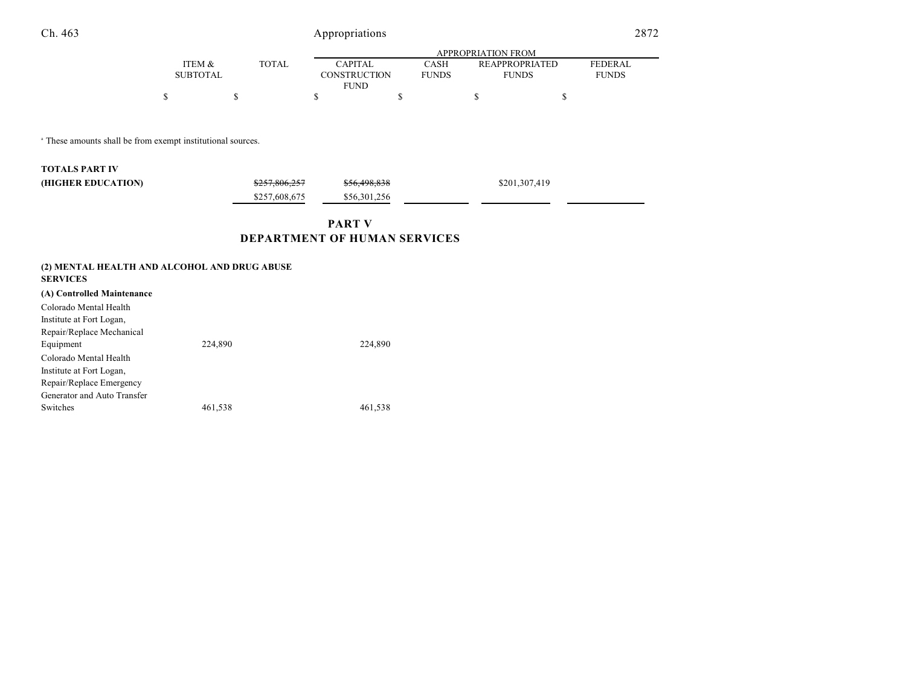| | ITEM & SUBTOTAL | TOTAL | APPROPRIATION FROM CAPITAL CONSTRUCTION FUND | CASH FUNDS | REAPPROPRIATED FUNDS | FEDERAL FUNDS |
|---|---|---|---|---|---|---|
| | $ | $ | $ | $ | $ | $ |

[a] These amounts shall be from exempt institutional sources.

| | ITEM & SUBTOTAL | TOTAL | CAPITAL CONSTRUCTION FUND | CASH FUNDS | REAPPROPRIATED FUNDS | FEDERAL FUNDS |
|---|---|---|---|---|---|---|
| **TOTALS PART IV (HIGHER EDUCATION)** | | ~~$257,806,257~~ $257,608,675 | ~~$56,498,838~~ $56,301,256 | | $201,307,419 | |

## PART V
## DEPARTMENT OF HUMAN SERVICES

**(2) MENTAL HEALTH AND ALCOHOL AND DRUG ABUSE SERVICES**

**(A) Controlled Maintenance**

| | ITEM & SUBTOTAL | TOTAL | CAPITAL CONSTRUCTION FUND | CASH FUNDS | REAPPROPRIATED FUNDS | FEDERAL FUNDS |
|---|---|---|---|---|---|---|
| Colorado Mental Health Institute at Fort Logan, Repair/Replace Mechanical Equipment | 224,890 | | 224,890 | | | |
| Colorado Mental Health Institute at Fort Logan, Repair/Replace Emergency Generator and Auto Transfer Switches | 461,538 | | 461,538 | | | |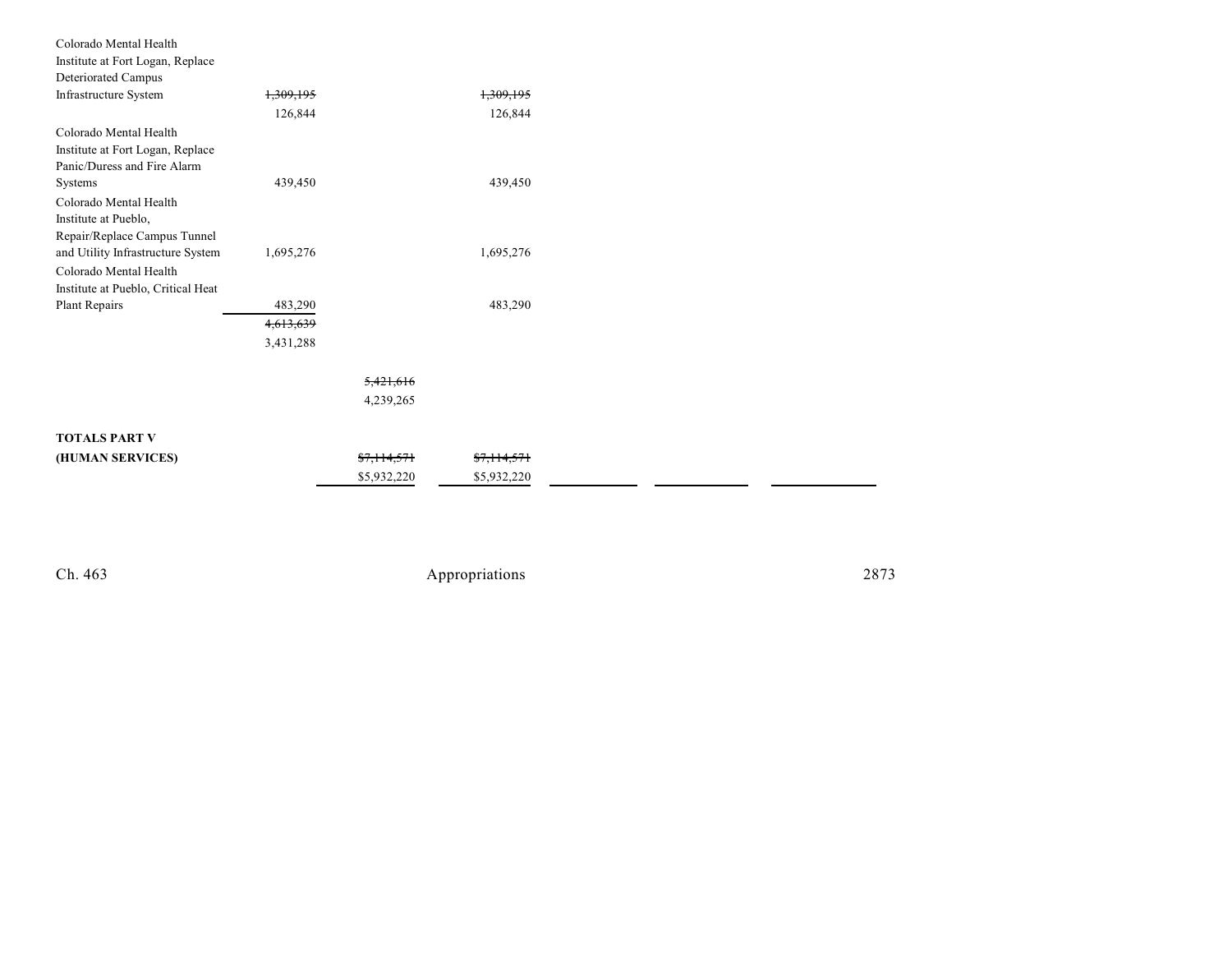| | | | | | | | |
|---|---|---|---|---|---|---|---|
| Colorado Mental Health Institute at Fort Logan, Replace Deteriorated Campus Infrastructure System | ~~1,309,195~~ 126,844 | | ~~1,309,195~~ 126,844 | | | | |
| Colorado Mental Health Institute at Fort Logan, Replace Panic/Duress and Fire Alarm Systems | 439,450 | | 439,450 | | | | |
| Colorado Mental Health Institute at Pueblo, Repair/Replace Campus Tunnel and Utility Infrastructure System | 1,695,276 | | 1,695,276 | | | | |
| Colorado Mental Health Institute at Pueblo, Critical Heat Plant Repairs | 483,290 | | 483,290 | | | | |
| | ~~4,613,639~~ 3,431,288 | | | | | | |
| | | ~~5,421,616~~ 4,239,265 | | | | | |
| **TOTALS PART V (HUMAN SERVICES)** | | ~~$7,114,571~~ $5,932,220 | ~~$7,114,571~~ $5,932,220 | | | | |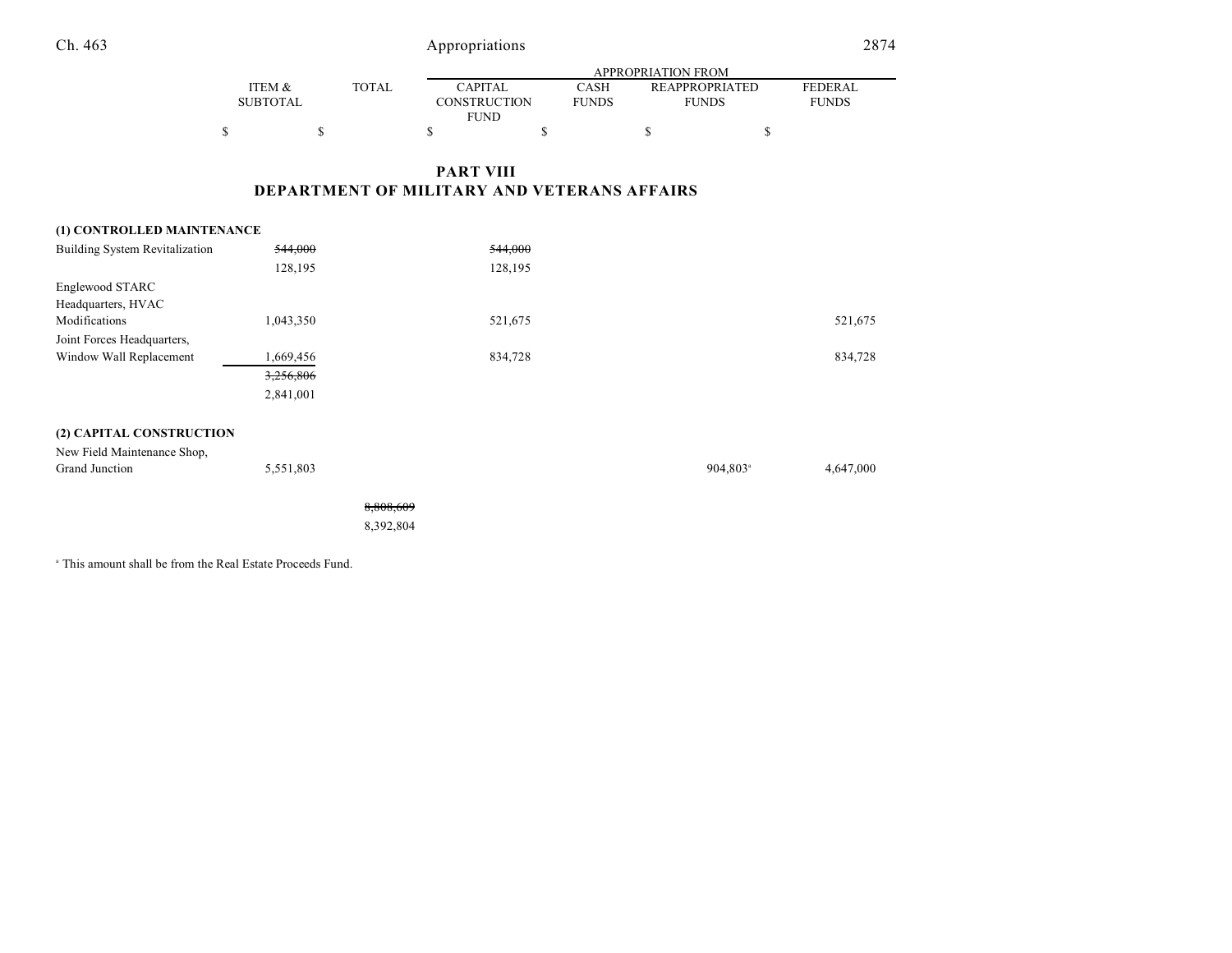## PART VIII
## DEPARTMENT OF MILITARY AND VETERANS AFFAIRS

| | ITEM & SUBTOTAL | TOTAL | APPROPRIATION FROM CAPITAL CONSTRUCTION FUND | CASH FUNDS | REAPPROPRIATED FUNDS | FEDERAL FUNDS |
|---|---|---|---|---|---|---|
| | $ | $ | $ | $ | $ | $ |
| **(1) CONTROLLED MAINTENANCE** | | | | | | |
| Building System Revitalization | ~~544,000~~ 128,195 | | ~~544,000~~ 128,195 | | | |
| Englewood STARC Headquarters, HVAC Modifications | 1,043,350 | | 521,675 | | | 521,675 |
| Joint Forces Headquarters, Window Wall Replacement | 1,669,456 | | 834,728 | | | 834,728 |
| | ~~3,256,806~~ 2,841,001 | | | | | |
| **(2) CAPITAL CONSTRUCTION** | | | | | | |
| New Field Maintenance Shop, Grand Junction | 5,551,803 | | | | 904,803[a] | 4,647,000 |
| | | ~~8,808,609~~ 8,392,804 | | | | |

[a] This amount shall be from the Real Estate Proceeds Fund.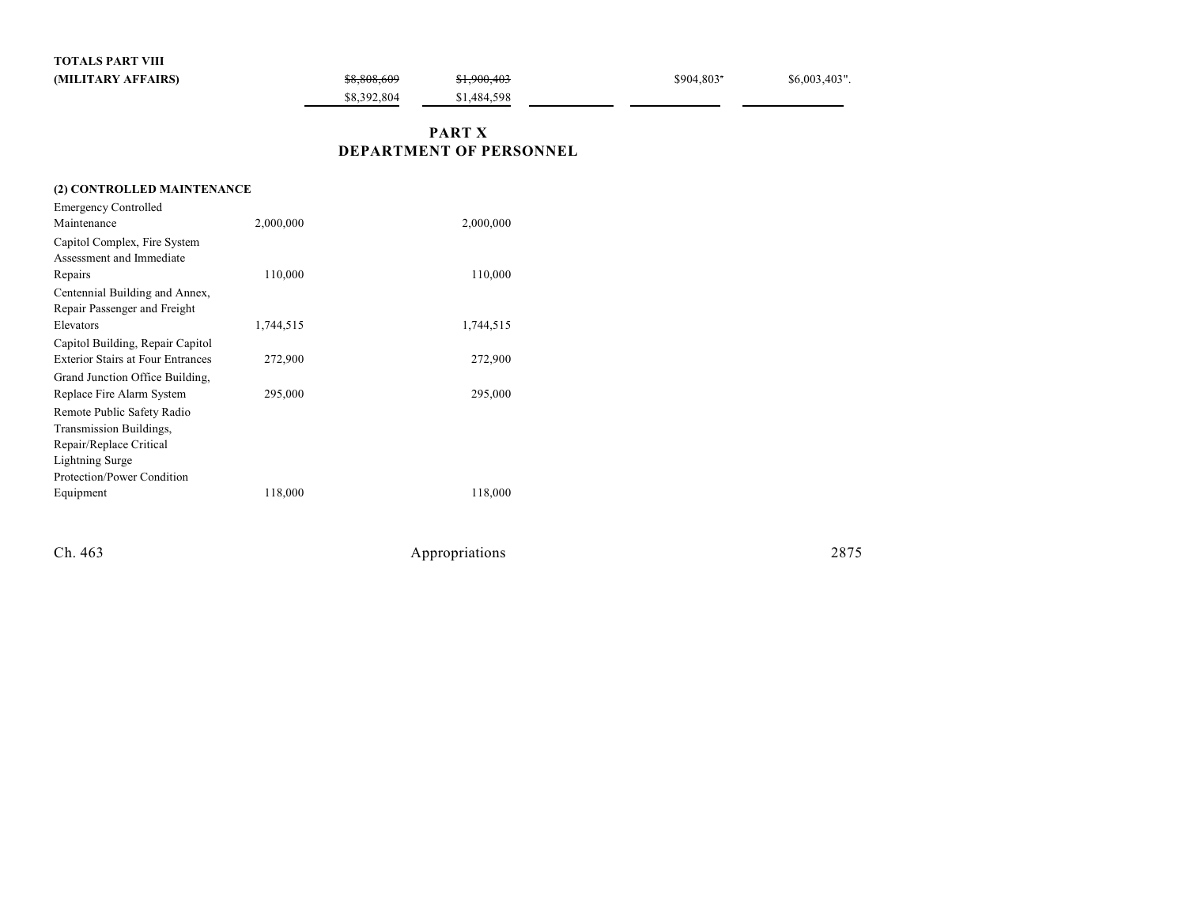| | | | | | | |
|---|---|---|---|---|---|---|
| **TOTALS PART VIII** | | | | | | |
| **(MILITARY AFFAIRS)** | | ~~$8,808,609~~ $8,392,804 | ~~$1,900,403~~ $1,484,598 | | $904,803" | $6,003,403". |

## PART X
## DEPARTMENT OF PERSONNEL

| | | | | | | |
|---|---|---|---|---|---|---|
| **(2) CONTROLLED MAINTENANCE** | | | | | | |
| Emergency Controlled Maintenance | 2,000,000 | | 2,000,000 | | | |
| Capitol Complex, Fire System Assessment and Immediate Repairs | 110,000 | | 110,000 | | | |
| Centennial Building and Annex, Repair Passenger and Freight Elevators | 1,744,515 | | 1,744,515 | | | |
| Capitol Building, Repair Capitol Exterior Stairs at Four Entrances | 272,900 | | 272,900 | | | |
| Grand Junction Office Building, Replace Fire Alarm System | 295,000 | | 295,000 | | | |
| Remote Public Safety Radio Transmission Buildings, Repair/Replace Critical Lightning Surge Protection/Power Condition Equipment | 118,000 | | 118,000 | | | |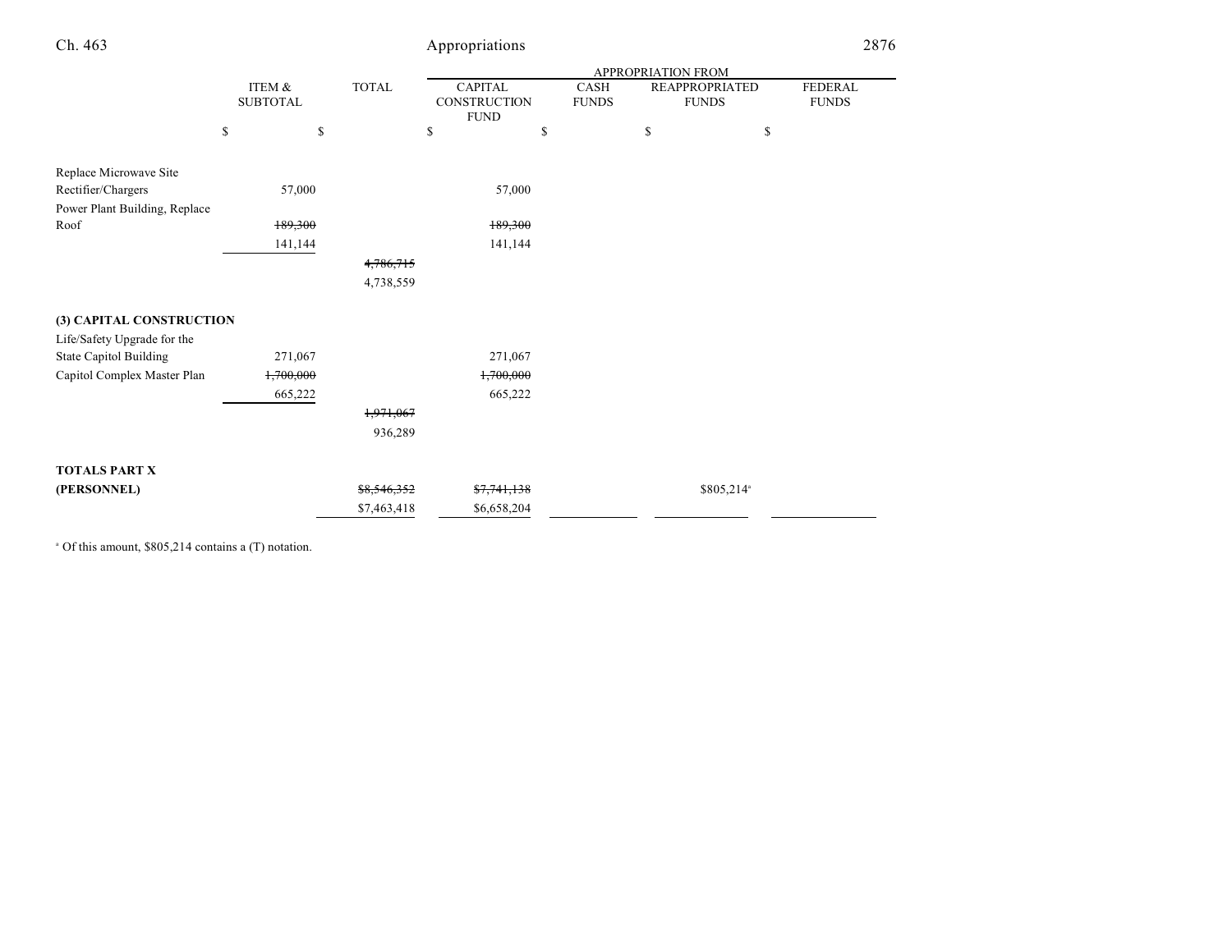| | ITEM & SUBTOTAL | TOTAL | APPROPRIATION FROM CAPITAL CONSTRUCTION FUND | CASH FUNDS | REAPPROPRIATED FUNDS | FEDERAL FUNDS |
|---|---|---|---|---|---|---|
| | $ | $ | $ | $ | $ | $ |
| Replace Microwave Site Rectifier/Chargers | 57,000 | | 57,000 | | | |
| Power Plant Building, Replace Roof | ~~189,300~~ | | ~~189,300~~ | | | |
| | 141,144 | | 141,144 | | | |
| | | ~~4,786,715~~ | | | | |
| | | 4,738,559 | | | | |
| **(3) CAPITAL CONSTRUCTION** | | | | | | |
| Life/Safety Upgrade for the State Capitol Building | 271,067 | | 271,067 | | | |
| Capitol Complex Master Plan | ~~1,700,000~~ | | ~~1,700,000~~ | | | |
| | 665,222 | | 665,222 | | | |
| | | ~~1,971,067~~ | | | | |
| | | 936,289 | | | | |
| **TOTALS PART X (PERSONNEL)** | | ~~$8,546,352~~ | ~~$7,741,138~~ | | $805,214[a] | |
| | | $7,463,418 | $6,658,204 | | | |

[a] Of this amount, $805,214 contains a (T) notation.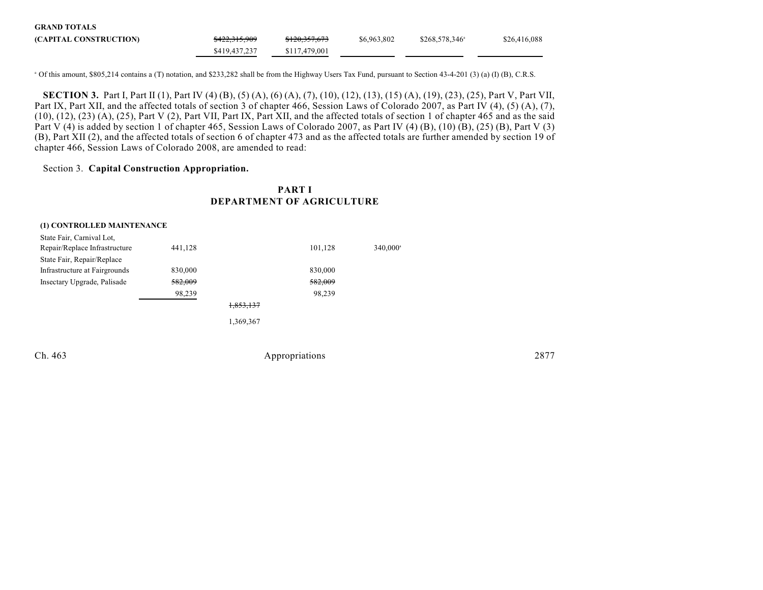| | | | | | |
|---|---|---|---|---|---|
| **GRAND TOTALS** | | | | | |
| **(CAPITAL CONSTRUCTION)** | ~~$422,315,909~~ | ~~$120,357,673~~ | $6,963,802 | $268,578,346[a] | $26,416,088 |
| | $419,437,237 | $117,479,001 | | | |

[a] Of this amount, $805,214 contains a (T) notation, and $233,282 shall be from the Highway Users Tax Fund, pursuant to Section 43-4-201 (3) (a) (I) (B), C.R.S.

**SECTION 3.** Part I, Part II (1), Part IV (4) (B), (5) (A), (6) (A), (7), (10), (12), (13), (15) (A), (19), (23), (25), Part V, Part VII, Part IX, Part XII, and the affected totals of section 3 of chapter 466, Session Laws of Colorado 2007, as Part IV (4), (5) (A), (7), (10), (12), (23) (A), (25), Part V (2), Part VII, Part IX, Part XII, and the affected totals of section 1 of chapter 465 and as the said Part V (4) is added by section 1 of chapter 465, Session Laws of Colorado 2007, as Part IV (4) (B), (10) (B), (25) (B), Part V (3) (B), Part XII (2), and the affected totals of section 6 of chapter 473 and as the affected totals are further amended by section 19 of chapter 466, Session Laws of Colorado 2008, are amended to read:

Section 3. **Capital Construction Appropriation.**

## PART I
## DEPARTMENT OF AGRICULTURE

**(1) CONTROLLED MAINTENANCE**

| | | | | |
|---|---|---|---|---|
| State Fair, Carnival Lot, Repair/Replace Infrastructure | 441,128 | | 101,128 | 340,000[a] |
| State Fair, Repair/Replace Infrastructure at Fairgrounds | 830,000 | | 830,000 | |
| Insectary Upgrade, Palisade | ~~582,009~~ | | ~~582,009~~ | |
| | 98,239 | | 98,239 | |
| | | ~~1,853,137~~ | | |
| | | 1,369,367 | | |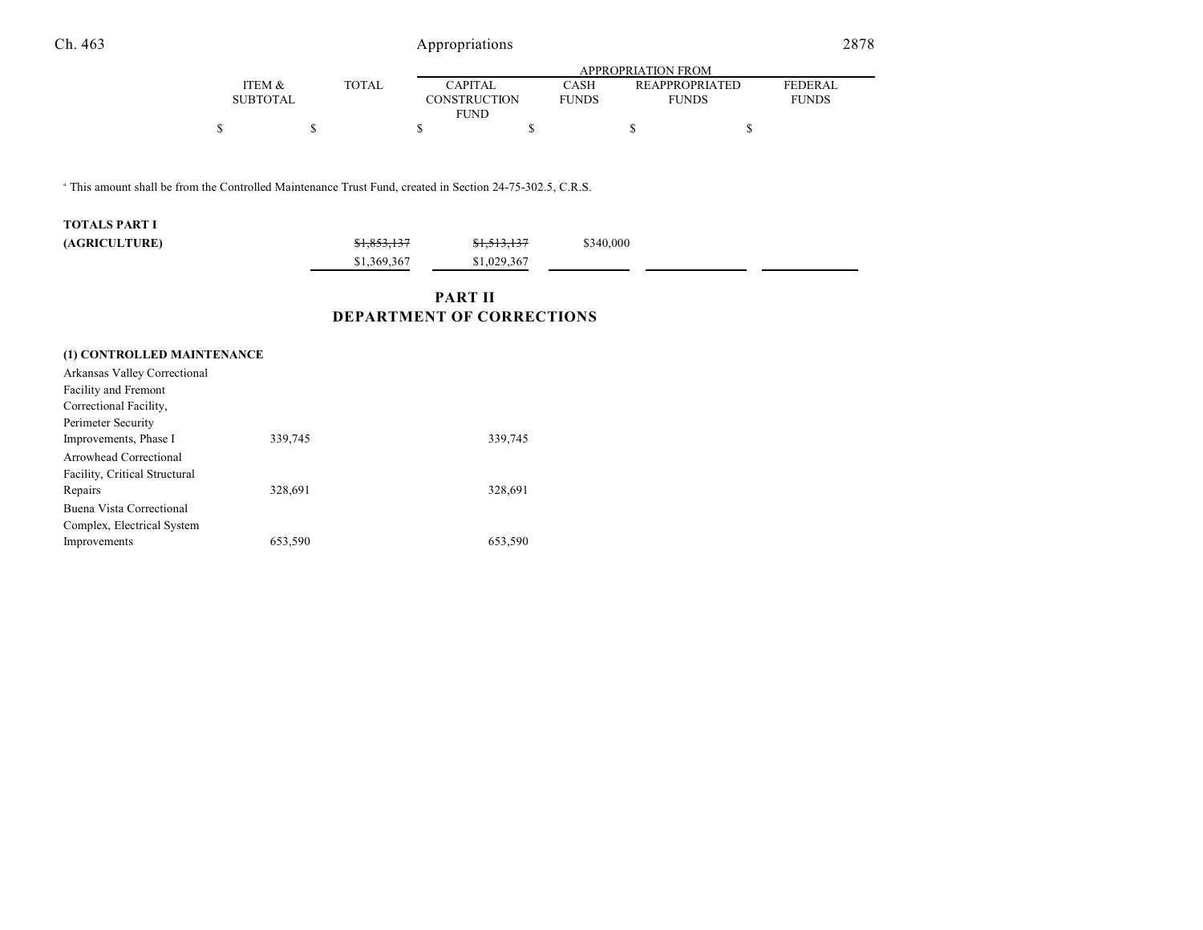| | ITEM & SUBTOTAL | TOTAL | APPROPRIATION FROM CAPITAL CONSTRUCTION FUND | CASH FUNDS | REAPPROPRIATED FUNDS | FEDERAL FUNDS |
|---|---|---|---|---|---|---|
| | $ | $ | $ | $ | $ | $ |

[a] This amount shall be from the Controlled Maintenance Trust Fund, created in Section 24-75-302.5, C.R.S.

| | ITEM & SUBTOTAL | TOTAL | CAPITAL CONSTRUCTION FUND | CASH FUNDS | REAPPROPRIATED FUNDS | FEDERAL FUNDS |
|---|---|---|---|---|---|---|
| **TOTALS PART I (AGRICULTURE)** | | ~~$1,853,137~~ $1,369,367 | ~~$1,513,137~~ $1,029,367 | $340,000 | | |

## PART II
## DEPARTMENT OF CORRECTIONS

**(1) CONTROLLED MAINTENANCE**

| | ITEM & SUBTOTAL | TOTAL | CAPITAL CONSTRUCTION FUND | CASH FUNDS | REAPPROPRIATED FUNDS | FEDERAL FUNDS |
|---|---|---|---|---|---|---|
| Arkansas Valley Correctional Facility and Fremont Correctional Facility, Perimeter Security Improvements, Phase I | 339,745 | | 339,745 | | | |
| Arrowhead Correctional Facility, Critical Structural Repairs | 328,691 | | 328,691 | | | |
| Buena Vista Correctional Complex, Electrical System Improvements | 653,590 | | 653,590 | | | |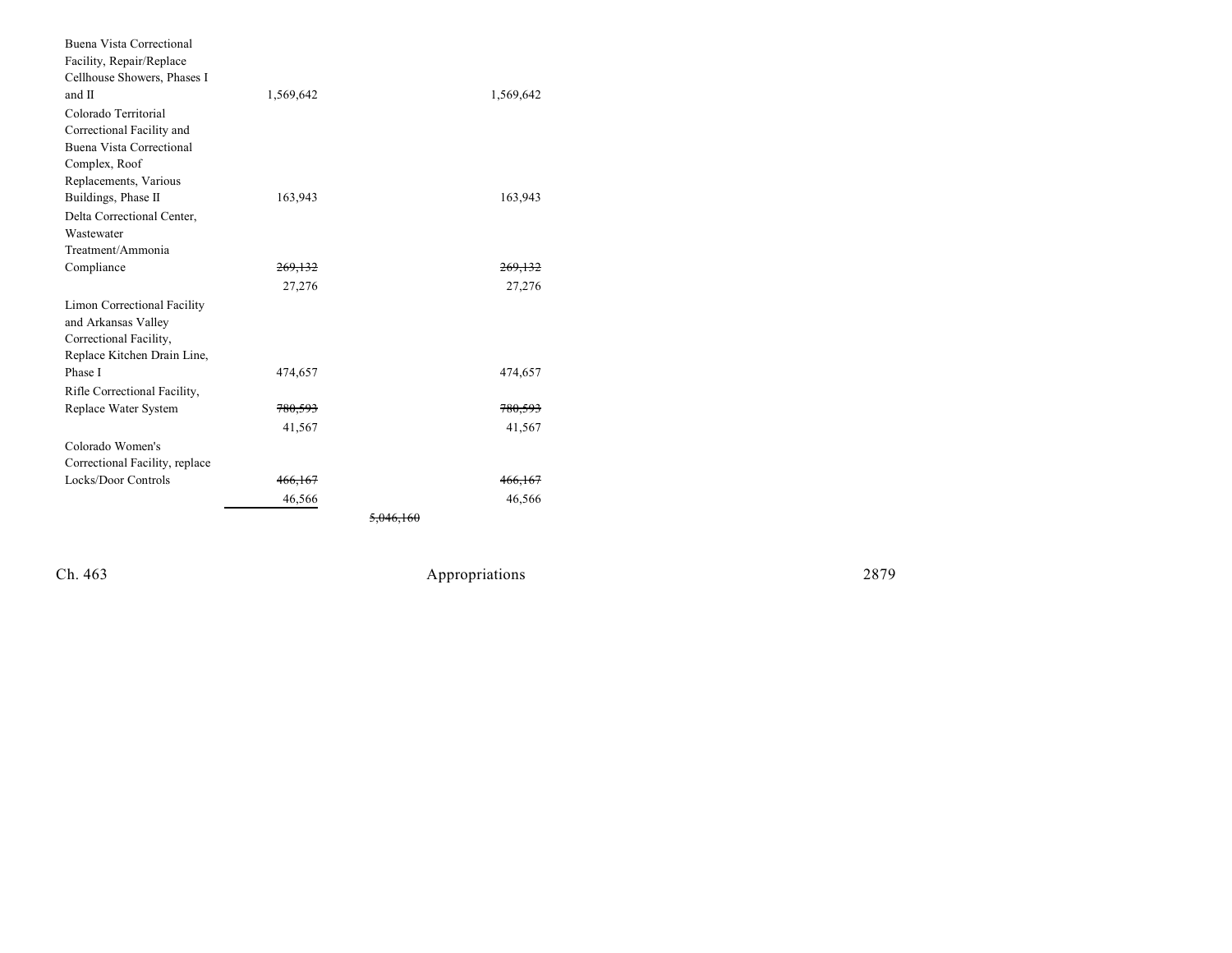| | | | |
|---|---|---|---|
| Buena Vista Correctional Facility, Repair/Replace Cellhouse Showers, Phases I and II | 1,569,642 | | 1,569,642 |
| Colorado Territorial Correctional Facility and Buena Vista Correctional Complex, Roof Replacements, Various Buildings, Phase II | 163,943 | | 163,943 |
| Delta Correctional Center, Wastewater Treatment/Ammonia Compliance | ~~269,132~~ | | ~~269,132~~ |
| | 27,276 | | 27,276 |
| Limon Correctional Facility and Arkansas Valley Correctional Facility, Replace Kitchen Drain Line, Phase I | 474,657 | | 474,657 |
| Rifle Correctional Facility, Replace Water System | ~~780,593~~ | | ~~780,593~~ |
| | 41,567 | | 41,567 |
| Colorado Women's Correctional Facility, replace Locks/Door Controls | ~~466,167~~ | | ~~466,167~~ |
| | 46,566 | | 46,566 |
| | | ~~5,046,160~~ | |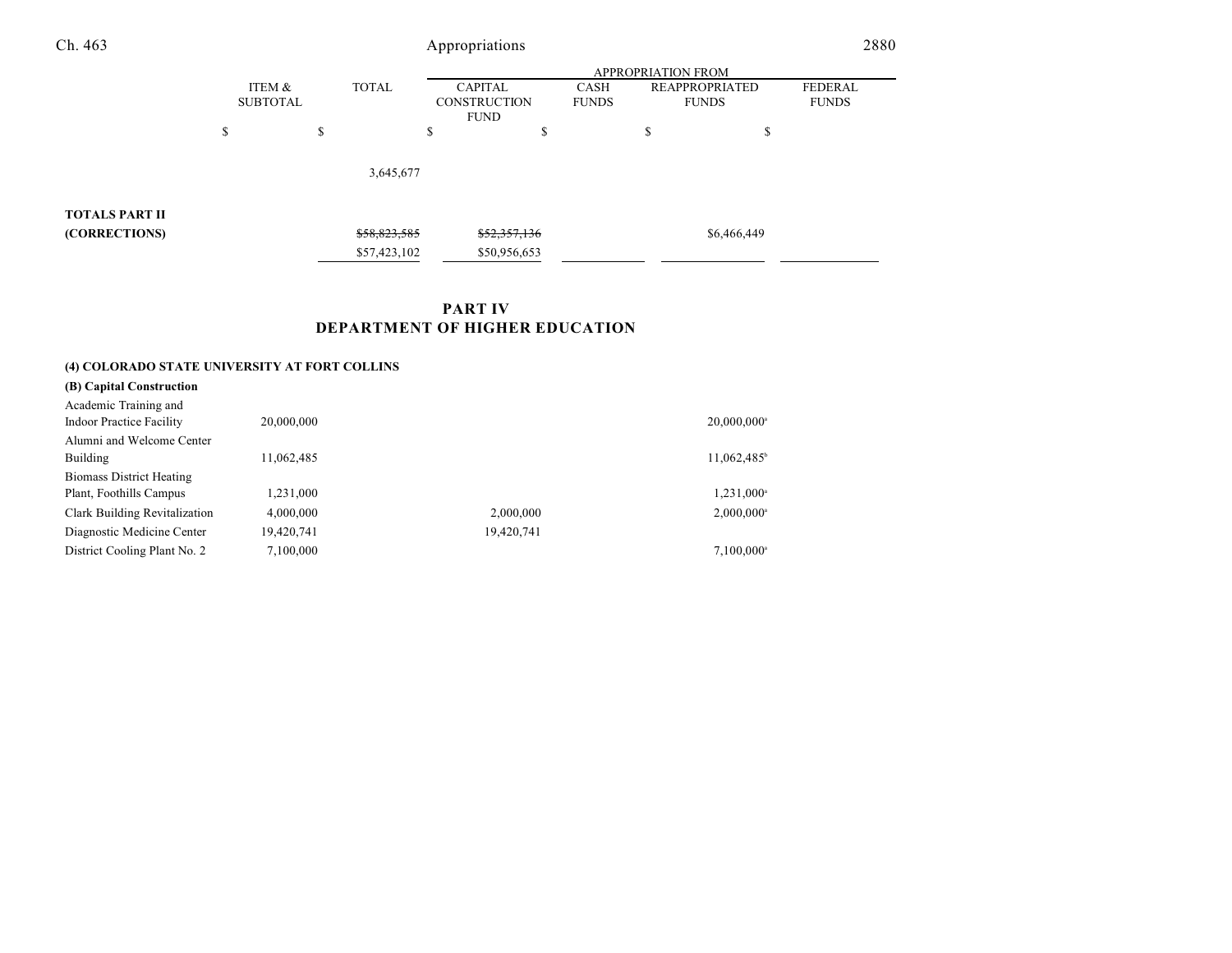| | ITEM & SUBTOTAL | TOTAL | APPROPRIATION FROM CAPITAL CONSTRUCTION FUND | CASH FUNDS | REAPPROPRIATED FUNDS | FEDERAL FUNDS |
|---|---|---|---|---|---|---|
| | $ | $ | $ | $ | $ | $ |
| | | 3,645,677 | | | | |
| **TOTALS PART II (CORRECTIONS)** | | ~~$58,823,585~~ $57,423,102 | ~~$52,357,136~~ $50,956,653 | | $6,466,449 | |

## PART IV
## DEPARTMENT OF HIGHER EDUCATION

**(4) COLORADO STATE UNIVERSITY AT FORT COLLINS**

**(B) Capital Construction**

| | ITEM & SUBTOTAL | TOTAL | CAPITAL CONSTRUCTION FUND | CASH FUNDS | REAPPROPRIATED FUNDS | FEDERAL FUNDS |
|---|---|---|---|---|---|---|
| Academic Training and Indoor Practice Facility | 20,000,000 | | | | 20,000,000[a] | |
| Alumni and Welcome Center Building | 11,062,485 | | | | 11,062,485[b] | |
| Biomass District Heating Plant, Foothills Campus | 1,231,000 | | | | 1,231,000[a] | |
| Clark Building Revitalization | 4,000,000 | | 2,000,000 | | 2,000,000[a] | |
| Diagnostic Medicine Center | 19,420,741 | | 19,420,741 | | | |
| District Cooling Plant No. 2 | 7,100,000 | | | | 7,100,000[a] | |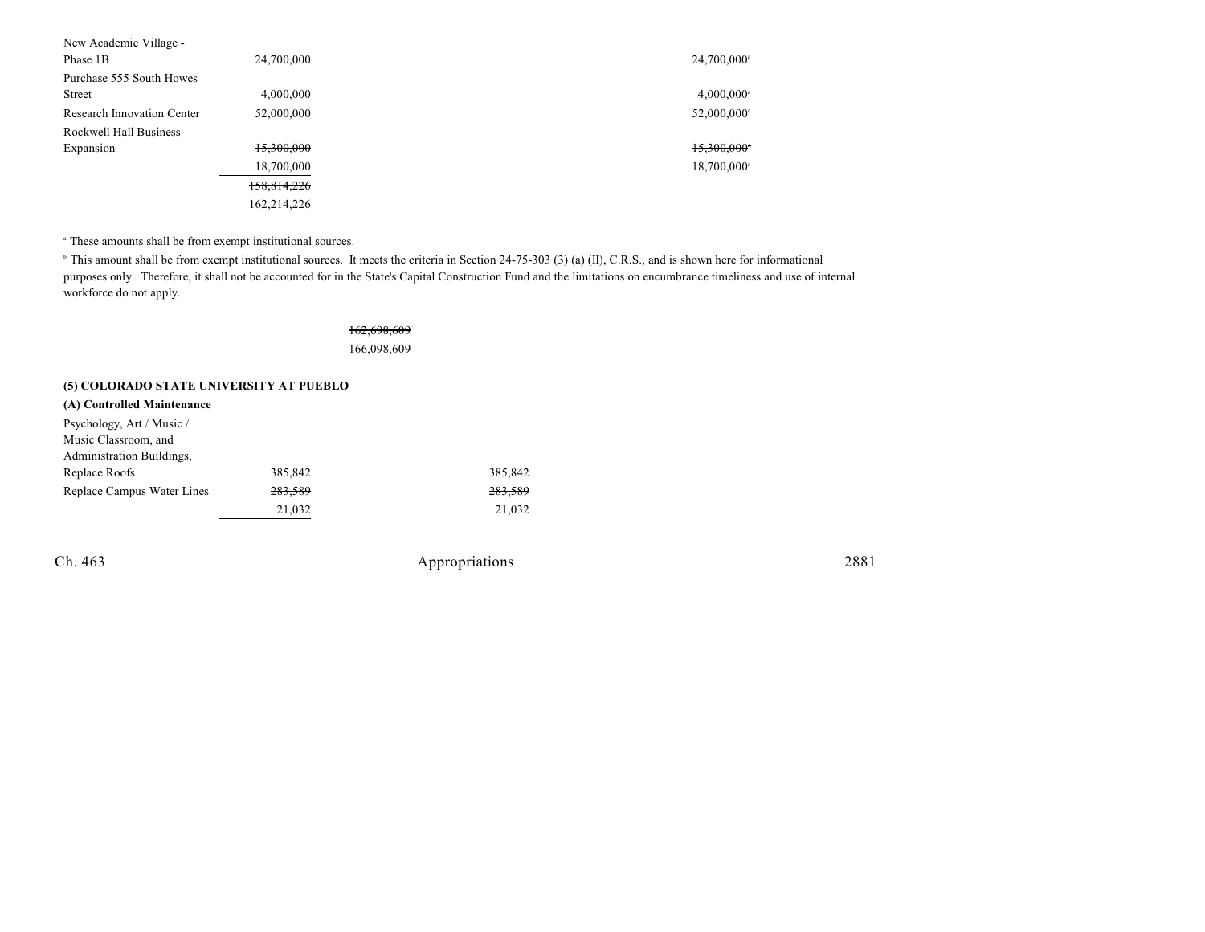| | | | | |
|---|---|---|---|---|
| New Academic Village - Phase 1B | 24,700,000 | | | 24,700,000[a] |
| Purchase 555 South Howes Street | 4,000,000 | | | 4,000,000[a] |
| Research Innovation Center | 52,000,000 | | | 52,000,000[a] |
| Rockwell Hall Business Expansion | ~~15,300,000~~ | | | ~~15,300,000~~[a] |
| | 18,700,000 | | | 18,700,000[a] |
| | ~~158,814,226~~ | | | |
| | 162,214,226 | | | |

[a] These amounts shall be from exempt institutional sources.

[b] This amount shall be from exempt institutional sources. It meets the criteria in Section 24-75-303 (3) (a) (II), C.R.S., and is shown here for informational purposes only. Therefore, it shall not be accounted for in the State's Capital Construction Fund and the limitations on encumbrance timeliness and use of internal workforce do not apply.

~~162,698,609~~
166,098,609

**(5) COLORADO STATE UNIVERSITY AT PUEBLO**

**(A) Controlled Maintenance**

| | | | | |
|---|---|---|---|---|
| Psychology, Art / Music / Music Classroom, and Administration Buildings, Replace Roofs | 385,842 | | 385,842 | |
| Replace Campus Water Lines | ~~283,589~~ | | ~~283,589~~ | |
| | 21,032 | | 21,032 | |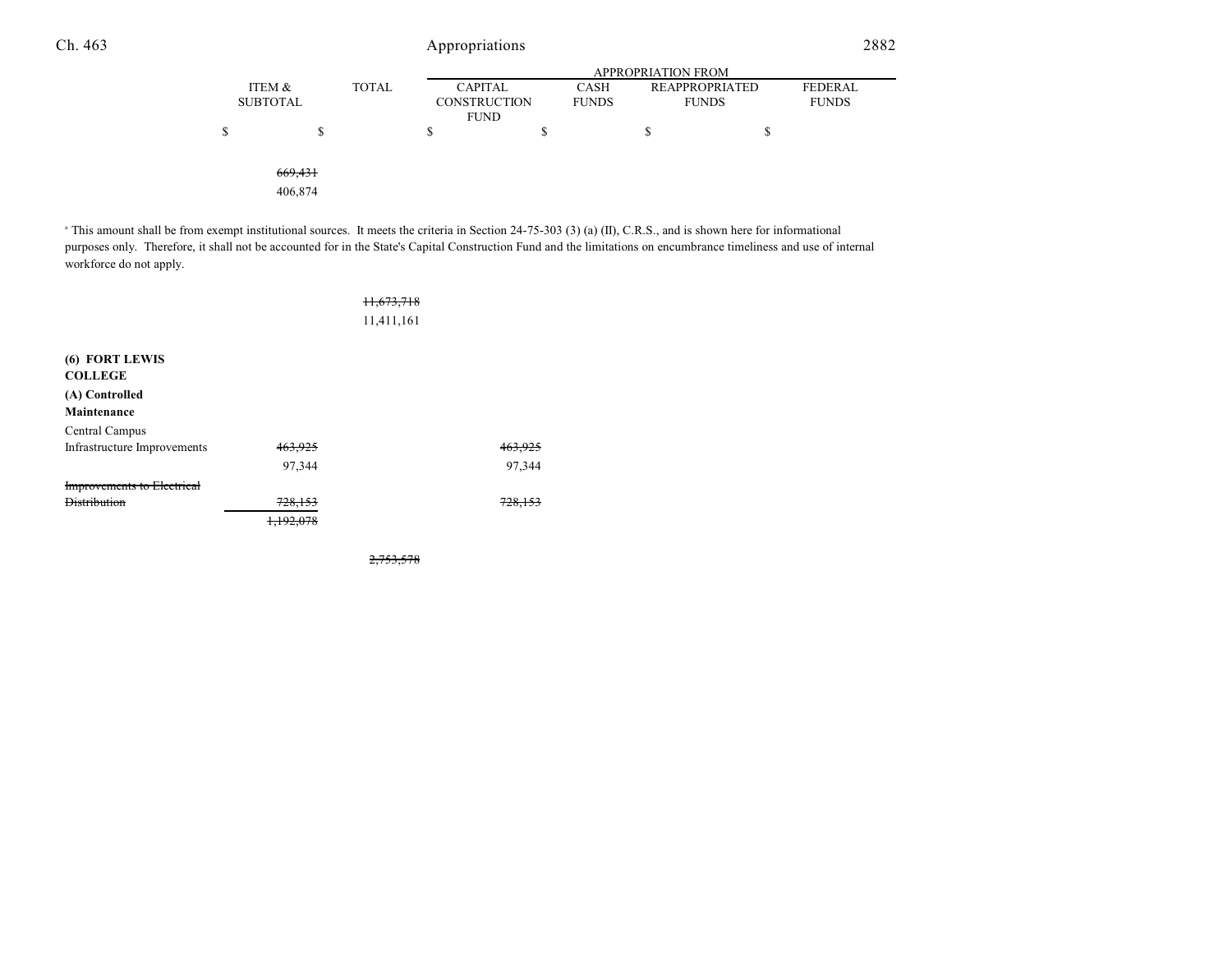| | ITEM & SUBTOTAL | TOTAL | APPROPRIATION FROM | | | |
|---|---|---|---|---|---|---|
| | | | CAPITAL CONSTRUCTION FUND | CASH FUNDS | REAPPROPRIATED FUNDS | FEDERAL FUNDS |
| | $ | $ | $ | $ | $ | $ |
| | ~~669,431~~ | | | | | |
| | 406,874 | | | | | |

[a] This amount shall be from exempt institutional sources. It meets the criteria in Section 24-75-303 (3) (a) (II), C.R.S., and is shown here for informational purposes only. Therefore, it shall not be accounted for in the State's Capital Construction Fund and the limitations on encumbrance timeliness and use of internal workforce do not apply.

| | ITEM & SUBTOTAL | TOTAL | CAPITAL CONSTRUCTION FUND | CASH FUNDS | REAPPROPRIATED FUNDS | FEDERAL FUNDS |
|---|---|---|---|---|---|---|
| | | ~~11,673,718~~ | | | | |
| | | 11,411,161 | | | | |
| **(6) FORT LEWIS COLLEGE** | | | | | | |
| **(A) Controlled Maintenance** | | | | | | |
| Central Campus Infrastructure Improvements | ~~463,925~~ | | ~~463,925~~ | | | |
| | 97,344 | | 97,344 | | | |
| ~~Improvements to Electrical Distribution~~ | ~~728,153~~ | | ~~728,153~~ | | | |
| | ~~1,192,078~~ | | | | | |
| | | ~~2,753,578~~ | | | | |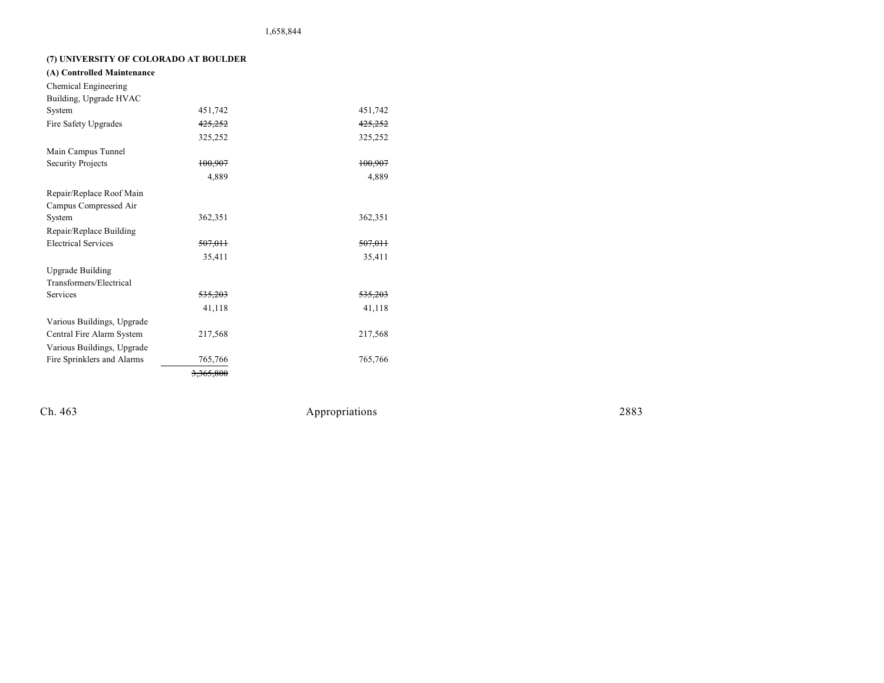1,658,844

**(7) UNIVERSITY OF COLORADO AT BOULDER**

**(A) Controlled Maintenance**

| | | |
|---|---|---|
| Chemical Engineering Building, Upgrade HVAC System | 451,742 | 451,742 |
| Fire Safety Upgrades | ~~425,252~~ | ~~425,252~~ |
| | 325,252 | 325,252 |
| Main Campus Tunnel Security Projects | ~~100,907~~ | ~~100,907~~ |
| | 4,889 | 4,889 |
| Repair/Replace Roof Main Campus Compressed Air System | 362,351 | 362,351 |
| Repair/Replace Building Electrical Services | ~~507,011~~ | ~~507,011~~ |
| | 35,411 | 35,411 |
| Upgrade Building Transformers/Electrical Services | ~~535,203~~ | ~~535,203~~ |
| | 41,118 | 41,118 |
| Various Buildings, Upgrade Central Fire Alarm System | 217,568 | 217,568 |
| Various Buildings, Upgrade Fire Sprinklers and Alarms | 765,766 | 765,766 |
| | ~~3,365,800~~ | |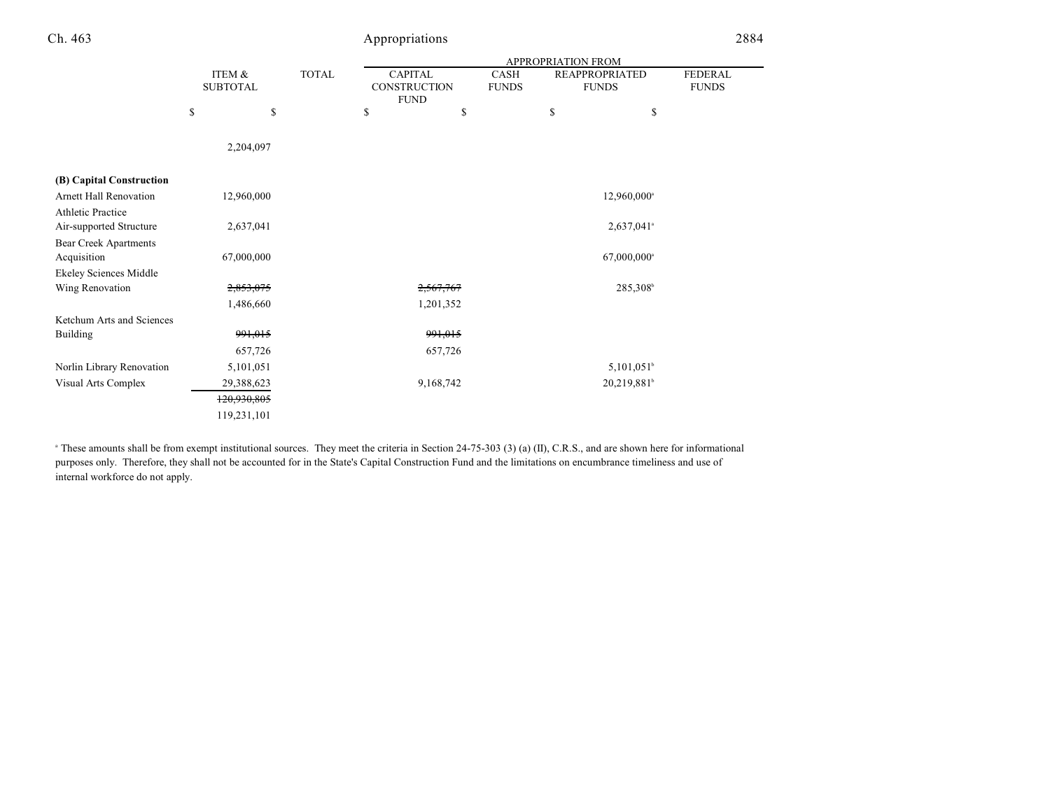| | ITEM & SUBTOTAL | TOTAL | APPROPRIATION FROM CAPITAL CONSTRUCTION FUND | CASH FUNDS | REAPPROPRIATED FUNDS | FEDERAL FUNDS |
|---|---|---|---|---|---|---|
| | $ | $ | $ | $ | $ | $ |
| | 2,204,097 | | | | | |
| **(B) Capital Construction** | | | | | | |
| Arnett Hall Renovation | 12,960,000 | | | | 12,960,000[a] | |
| Athletic Practice Air-supported Structure | 2,637,041 | | | | 2,637,041[a] | |
| Bear Creek Apartments Acquisition | 67,000,000 | | | | 67,000,000[a] | |
| Ekeley Sciences Middle Wing Renovation | ~~2,853,075~~ 1,486,660 | | ~~2,567,767~~ 1,201,352 | | 285,308[b] | |
| Ketchum Arts and Sciences Building | ~~991,015~~ 657,726 | | ~~991,015~~ 657,726 | | | |
| Norlin Library Renovation | 5,101,051 | | | | 5,101,051[b] | |
| Visual Arts Complex | 29,388,623 | | 9,168,742 | | 20,219,881[b] | |
| | ~~120,930,805~~ 119,231,101 | | | | | |

[a] These amounts shall be from exempt institutional sources. They meet the criteria in Section 24-75-303 (3) (a) (II), C.R.S., and are shown here for informational purposes only. Therefore, they shall not be accounted for in the State's Capital Construction Fund and the limitations on encumbrance timeliness and use of internal workforce do not apply.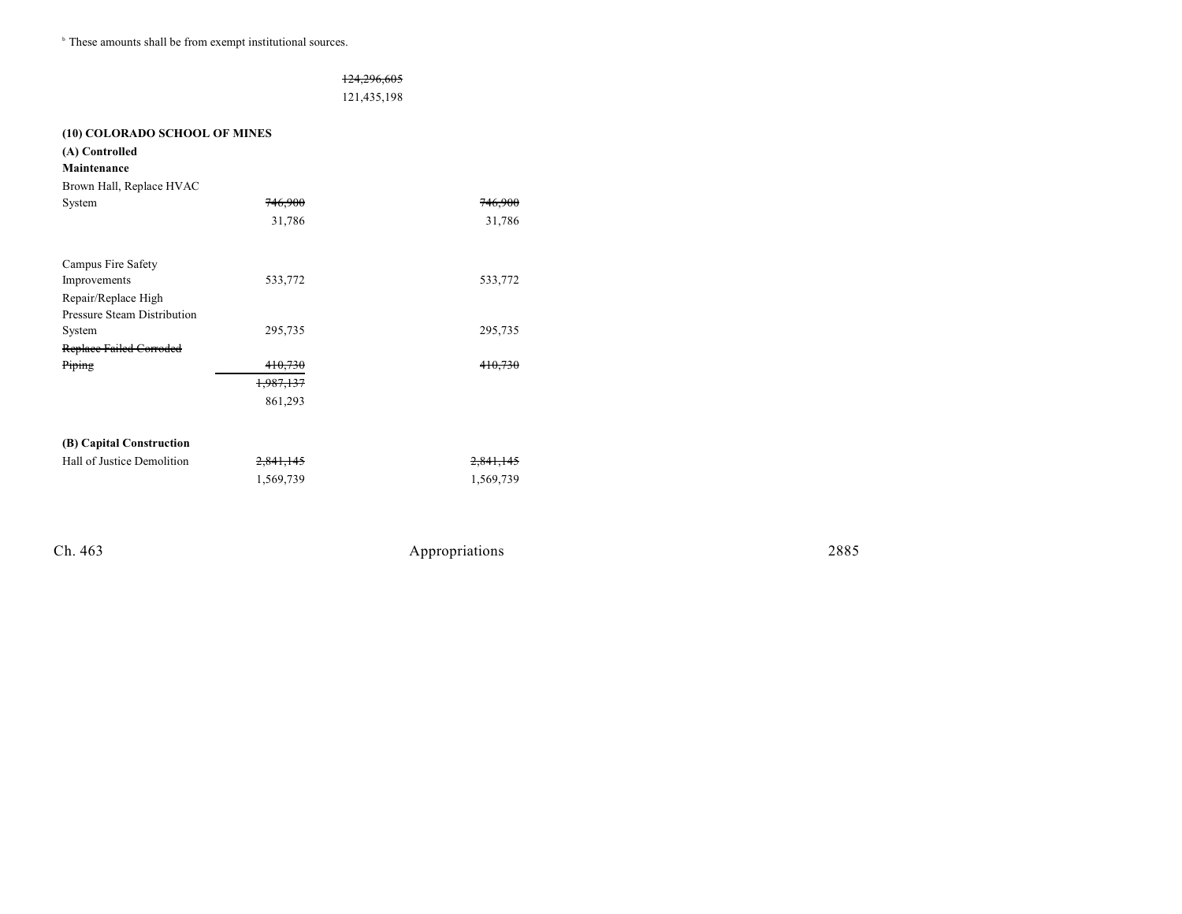[b] These amounts shall be from exempt institutional sources.

| | | | | |
|---|---|---|---|---|
| | | ~~124,296,605~~ | | |
| | | 121,435,198 | | |

**(10) COLORADO SCHOOL OF MINES**

| | | | |
|---|---|---|---|
| **(A) Controlled Maintenance** | | | |
| Brown Hall, Replace HVAC System | ~~746,900~~ | | ~~746,900~~ |
| | 31,786 | | 31,786 |
| Campus Fire Safety Improvements | 533,772 | | 533,772 |
| Repair/Replace High Pressure Steam Distribution System | 295,735 | | 295,735 |
| ~~Replace Failed Corroded Piping~~ | ~~410,730~~ | | ~~410,730~~ |
| | ~~1,987,137~~ | | |
| | 861,293 | | |
| **(B) Capital Construction** | | | |
| Hall of Justice Demolition | ~~2,841,145~~ | | ~~2,841,145~~ |
| | 1,569,739 | | 1,569,739 |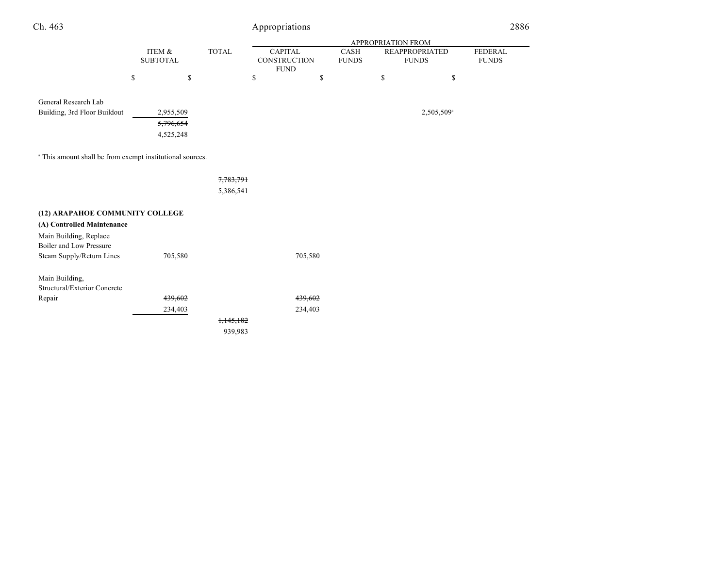| | ITEM & SUBTOTAL | TOTAL | APPROPRIATION FROM CAPITAL CONSTRUCTION FUND | CASH FUNDS | REAPPROPRIATED FUNDS | FEDERAL FUNDS |
|---|---|---|---|---|---|---|
| | $ | $ | $ | $ | $ | $ |
| General Research Lab Building, 3rd Floor Buildout | 2,955,509 | | | | 2,505,509[a] | |
| | ~~5,796,654~~ | | | | | |
| | 4,525,248 | | | | | |

[a] This amount shall be from exempt institutional sources.

| | ITEM & SUBTOTAL | TOTAL | CAPITAL CONSTRUCTION FUND | CASH FUNDS | REAPPROPRIATED FUNDS | FEDERAL FUNDS |
|---|---|---|---|---|---|---|
| | | ~~7,783,791~~ | | | | |
| | | 5,386,541 | | | | |

**(12) ARAPAHOE COMMUNITY COLLEGE**

**(A) Controlled Maintenance**

| | ITEM & SUBTOTAL | TOTAL | CAPITAL CONSTRUCTION FUND | CASH FUNDS | REAPPROPRIATED FUNDS | FEDERAL FUNDS |
|---|---|---|---|---|---|---|
| Main Building, Replace Boiler and Low Pressure Steam Supply/Return Lines | 705,580 | | 705,580 | | | |
| Main Building, Structural/Exterior Concrete Repair | ~~439,602~~ | | ~~439,602~~ | | | |
| | 234,403 | | 234,403 | | | |
| | | ~~1,145,182~~ | | | | |
| | | 939,983 | | | | |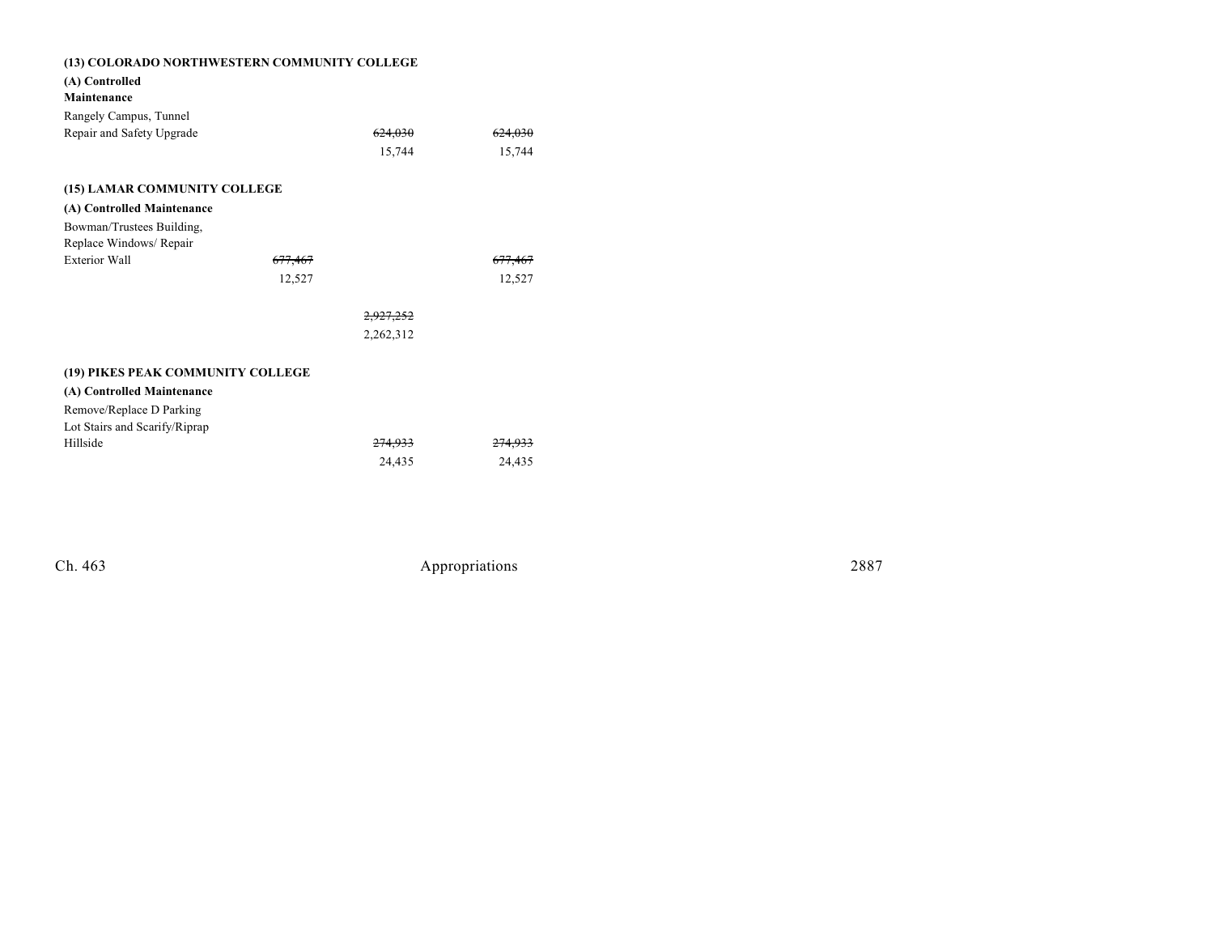| | | | |
|---|---|---|---|
| **(13) COLORADO NORTHWESTERN COMMUNITY COLLEGE** | | | |
| **(A) Controlled Maintenance** | | | |
| Rangely Campus, Tunnel Repair and Safety Upgrade | | ~~624,030~~ | ~~624,030~~ |
| | | 15,744 | 15,744 |
| **(15) LAMAR COMMUNITY COLLEGE** | | | |
| **(A) Controlled Maintenance** | | | |
| Bowman/Trustees Building, Replace Windows/ Repair Exterior Wall | ~~677,467~~ | | ~~677,467~~ |
| | 12,527 | | 12,527 |
| | | ~~2,927,252~~ | |
| | | 2,262,312 | |
| **(19) PIKES PEAK COMMUNITY COLLEGE** | | | |
| **(A) Controlled Maintenance** | | | |
| Remove/Replace D Parking Lot Stairs and Scarify/Riprap Hillside | | ~~274,933~~ | ~~274,933~~ |
| | | 24,435 | 24,435 |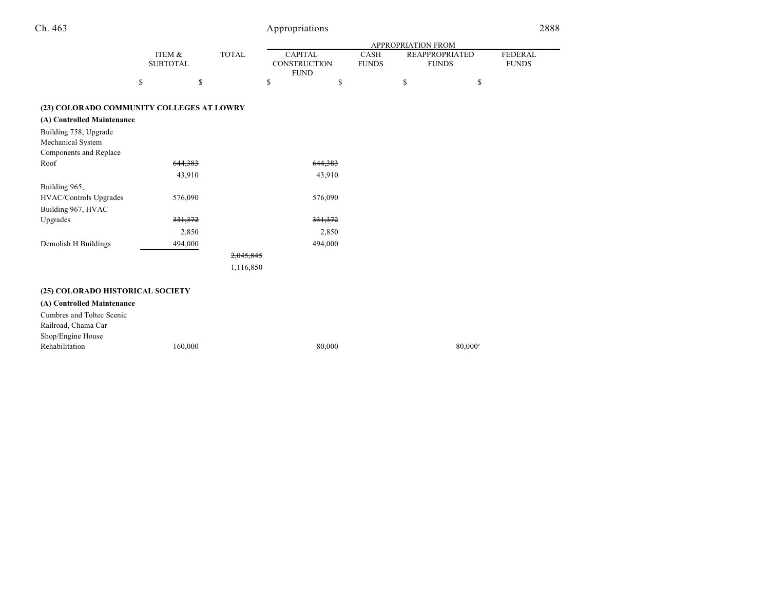| | ITEM & SUBTOTAL | TOTAL | APPROPRIATION FROM CAPITAL CONSTRUCTION FUND | CASH FUNDS | REAPPROPRIATED FUNDS | FEDERAL FUNDS |
|---|---|---|---|---|---|---|
| | $ | $ | $ | $ | $ | $ |
| **(23) COLORADO COMMUNITY COLLEGES AT LOWRY** | | | | | | |
| **(A) Controlled Maintenance** | | | | | | |
| Building 758, Upgrade Mechanical System Components and Replace Roof | ~~644,383~~ | | ~~644,383~~ | | | |
| | 43,910 | | 43,910 | | | |
| Building 965, HVAC/Controls Upgrades | 576,090 | | 576,090 | | | |
| Building 967, HVAC Upgrades | ~~331,372~~ | | ~~331,372~~ | | | |
| | 2,850 | | 2,850 | | | |
| Demolish H Buildings | 494,000 | | 494,000 | | | |
| | | ~~2,045,845~~ | | | | |
| | | 1,116,850 | | | | |
| **(25) COLORADO HISTORICAL SOCIETY** | | | | | | |
| **(A) Controlled Maintenance** | | | | | | |
| Cumbres and Toltec Scenic Railroad, Chama Car Shop/Engine House Rehabilitation | 160,000 | | 80,000 | | 80,000[a] | |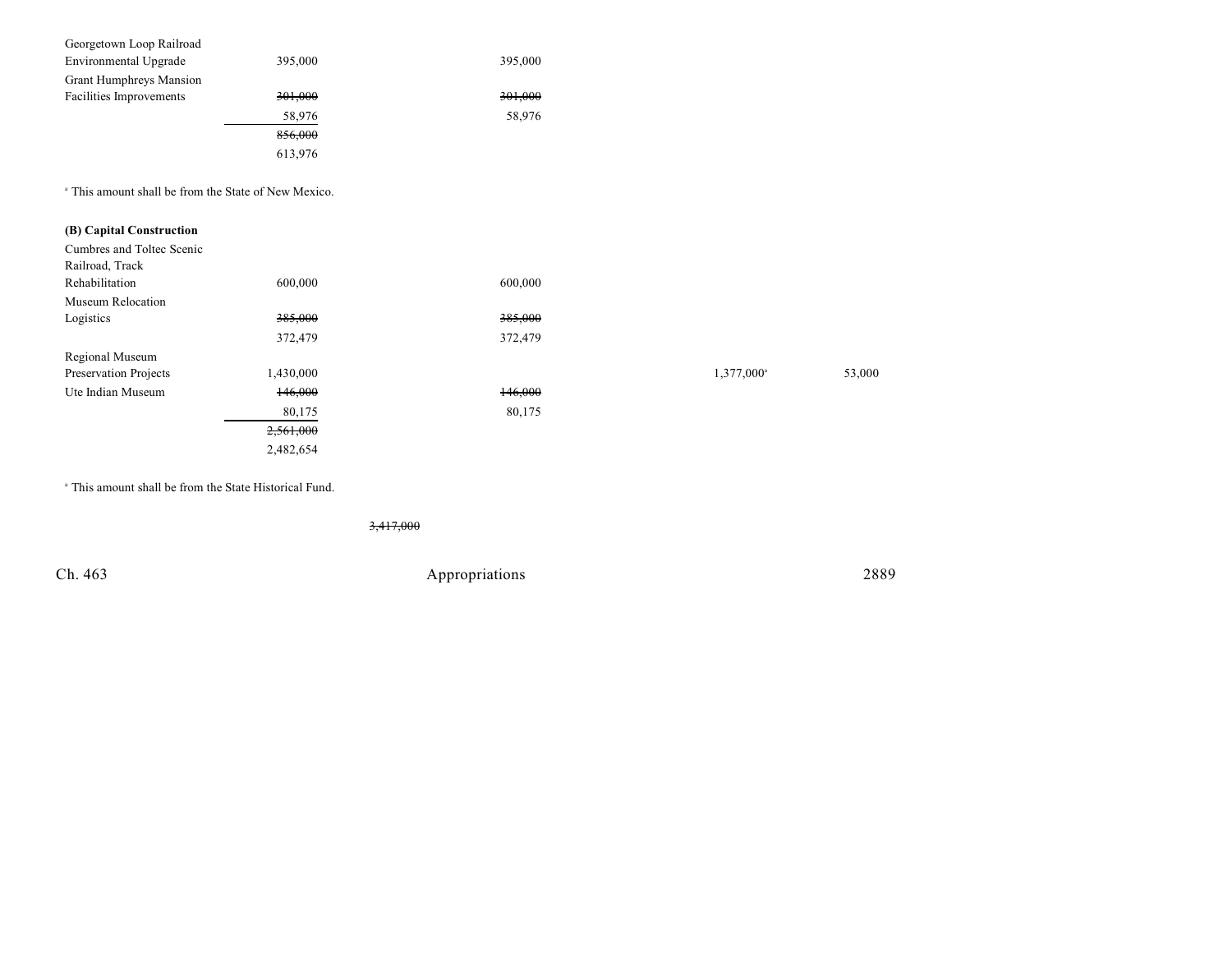| | | | | | |
|---|---|---|---|---|---|
| Georgetown Loop Railroad Environmental Upgrade | 395,000 | | 395,000 | | |
| Grant Humphreys Mansion Facilities Improvements | ~~301,000~~ | | ~~301,000~~ | | |
| | 58,976 | | 58,976 | | |
| | ~~856,000~~ | | | | |
| | 613,976 | | | | |

[a] This amount shall be from the State of New Mexico.

**(B) Capital Construction**

| | | | | | |
|---|---|---|---|---|---|
| Cumbres and Toltec Scenic Railroad, Track Rehabilitation | 600,000 | | 600,000 | | |
| Museum Relocation Logistics | ~~385,000~~ | | ~~385,000~~ | | |
| | 372,479 | | 372,479 | | |
| Regional Museum Preservation Projects | 1,430,000 | | | 1,377,000[a] | 53,000 |
| Ute Indian Museum | ~~146,000~~ | | ~~146,000~~ | | |
| | 80,175 | | 80,175 | | |
| | ~~2,561,000~~ | | | | |
| | 2,482,654 | | | | |

[a] This amount shall be from the State Historical Fund.

~~3,417,000~~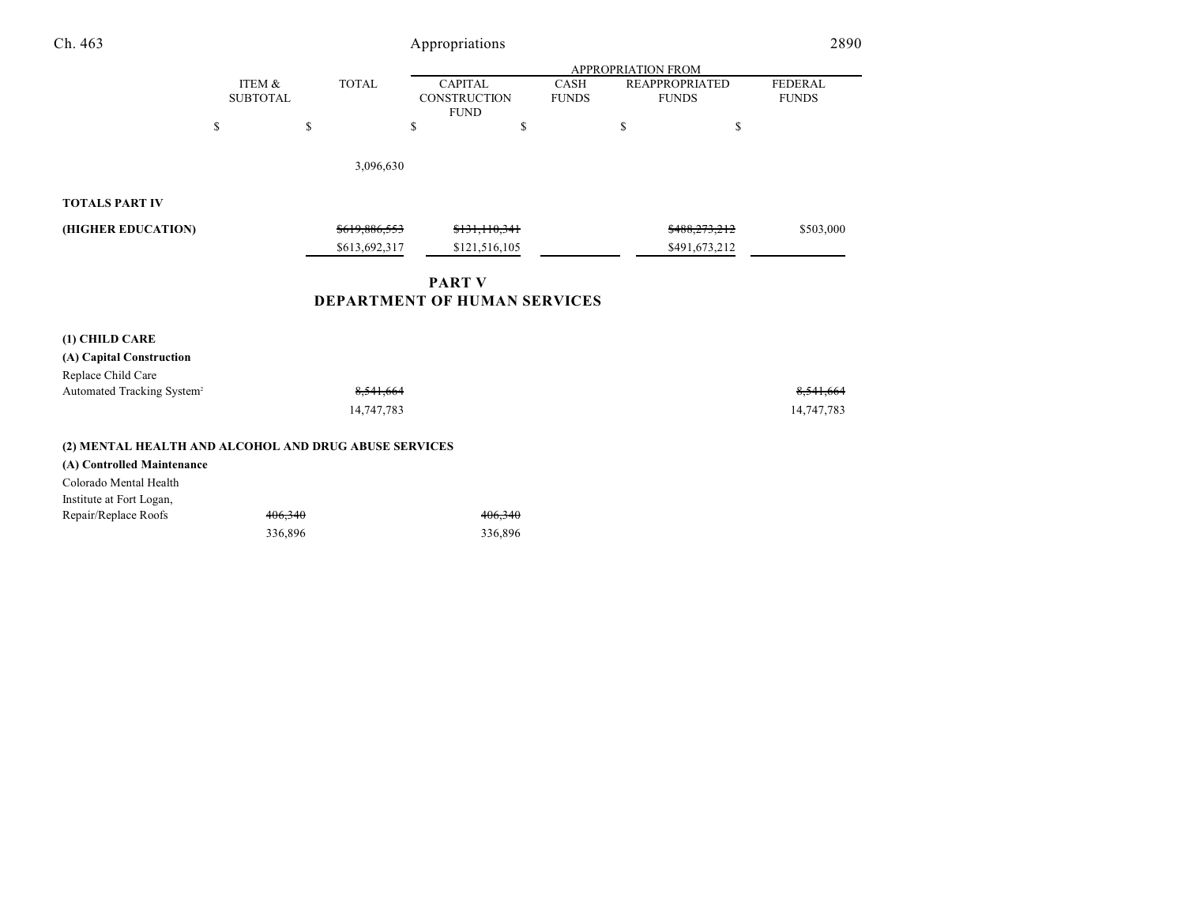| | ITEM & SUBTOTAL | TOTAL | APPROPRIATION FROM CAPITAL CONSTRUCTION FUND | CASH FUNDS | REAPPROPRIATED FUNDS | FEDERAL FUNDS |
|---|---|---|---|---|---|---|
| | $ | $ | $ | $ | $ | $ |
| | | 3,096,630 | | | | |
| **TOTALS PART IV** | | | | | | |
| **(HIGHER EDUCATION)** | | ~~$619,886,553~~ | ~~$131,110,341~~ | | ~~$488,273,212~~ | $503,000 |
| | | $613,692,317 | $121,516,105 | | $491,673,212 | |

## PART V
## DEPARTMENT OF HUMAN SERVICES

| | ITEM & SUBTOTAL | TOTAL | CAPITAL CONSTRUCTION FUND | CASH FUNDS | REAPPROPRIATED FUNDS | FEDERAL FUNDS |
|---|---|---|---|---|---|---|
| **(1) CHILD CARE** | | | | | | |
| **(A) Capital Construction** | | | | | | |
| Replace Child Care Automated Tracking System[2] | | ~~8,541,664~~ | | | | ~~8,541,664~~ |
| | | 14,747,783 | | | | 14,747,783 |
| **(2) MENTAL HEALTH AND ALCOHOL AND DRUG ABUSE SERVICES** | | | | | | |
| **(A) Controlled Maintenance** | | | | | | |
| Colorado Mental Health Institute at Fort Logan, Repair/Replace Roofs | ~~406,340~~ | | ~~406,340~~ | | | |
| | 336,896 | | 336,896 | | | |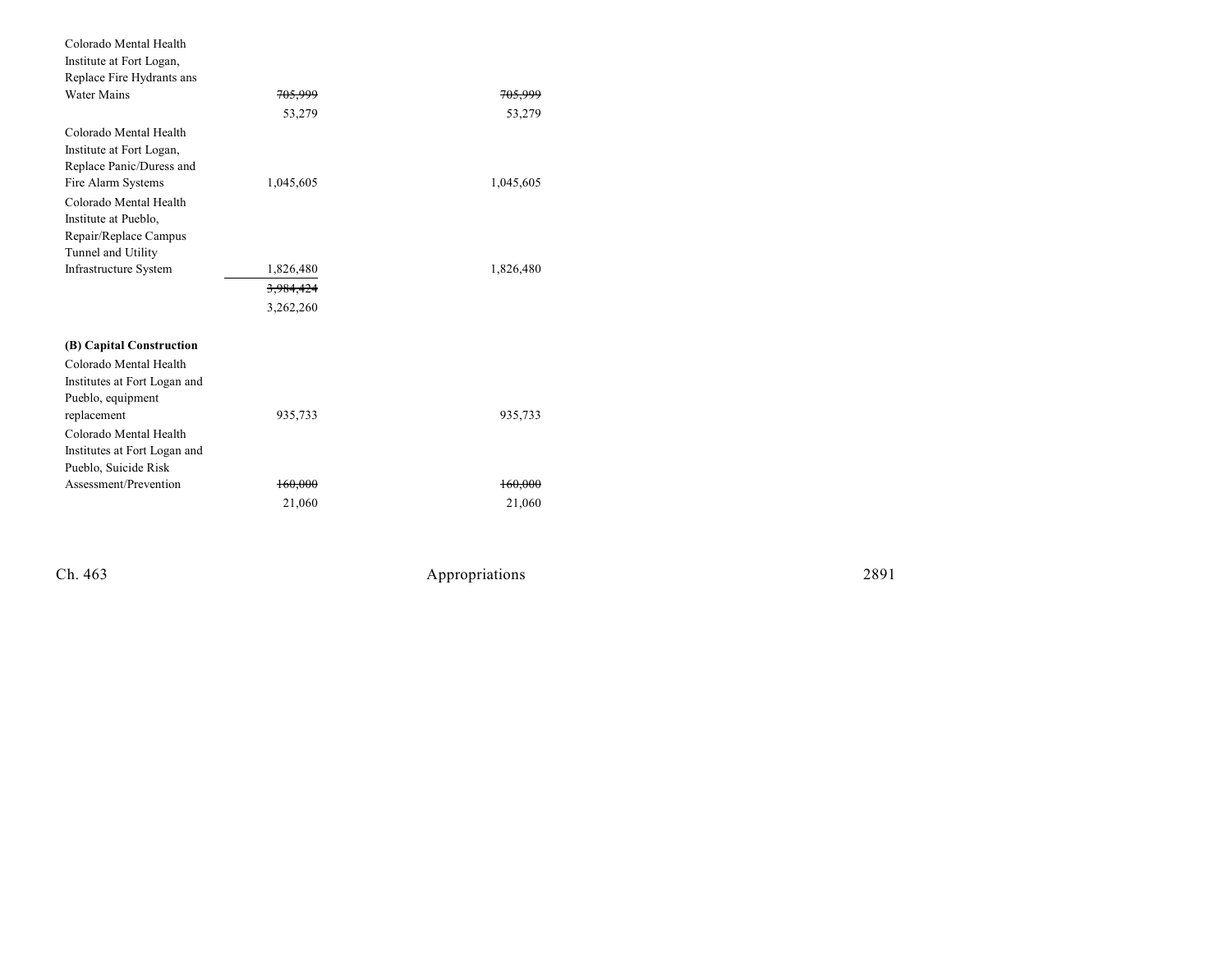| | | |
|---|---|---|
| Colorado Mental Health Institute at Fort Logan, Replace Fire Hydrants ans Water Mains | ~~705,999~~ | ~~705,999~~ |
| | 53,279 | 53,279 |
| Colorado Mental Health Institute at Fort Logan, Replace Panic/Duress and Fire Alarm Systems | 1,045,605 | 1,045,605 |
| Colorado Mental Health Institute at Pueblo, Repair/Replace Campus Tunnel and Utility Infrastructure System | 1,826,480 | 1,826,480 |
| | ~~3,984,424~~ | |
| | 3,262,260 | |

**(B) Capital Construction**

| | | |
|---|---|---|
| Colorado Mental Health Institutes at Fort Logan and Pueblo, equipment replacement | 935,733 | 935,733 |
| Colorado Mental Health Institutes at Fort Logan and Pueblo, Suicide Risk Assessment/Prevention | ~~160,000~~ | ~~160,000~~ |
| | 21,060 | 21,060 |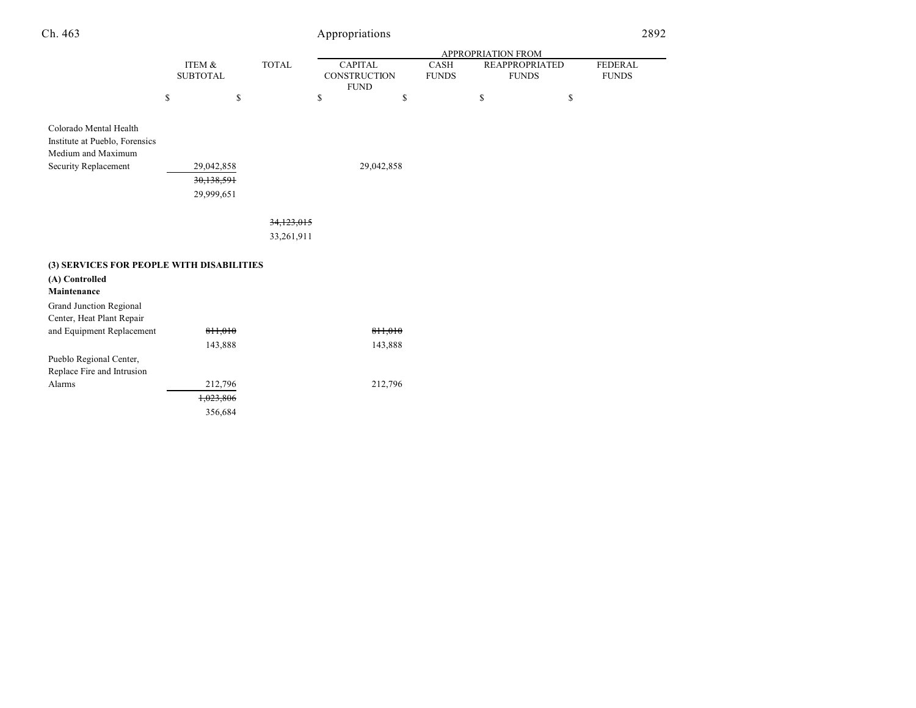| | ITEM & SUBTOTAL | TOTAL | APPROPRIATION FROM CAPITAL CONSTRUCTION FUND | CASH FUNDS | REAPPROPRIATED FUNDS | FEDERAL FUNDS |
|---|---|---|---|---|---|---|
| | $ | $ | $ | $ | $ | $ |
| Colorado Mental Health Institute at Pueblo, Forensics Medium and Maximum Security Replacement | 29,042,858 | | 29,042,858 | | | |
| | ~~30,138,591~~ | | | | | |
| | 29,999,651 | | | | | |
| | | ~~34,123,015~~ | | | | |
| | | 33,261,911 | | | | |
| **(3) SERVICES FOR PEOPLE WITH DISABILITIES** | | | | | | |
| **(A) Controlled Maintenance** | | | | | | |
| Grand Junction Regional Center, Heat Plant Repair and Equipment Replacement | ~~811,010~~ | | ~~811,010~~ | | | |
| | 143,888 | | 143,888 | | | |
| Pueblo Regional Center, Replace Fire and Intrusion Alarms | 212,796 | | 212,796 | | | |
| | ~~1,023,806~~ | | | | | |
| | 356,684 | | | | | |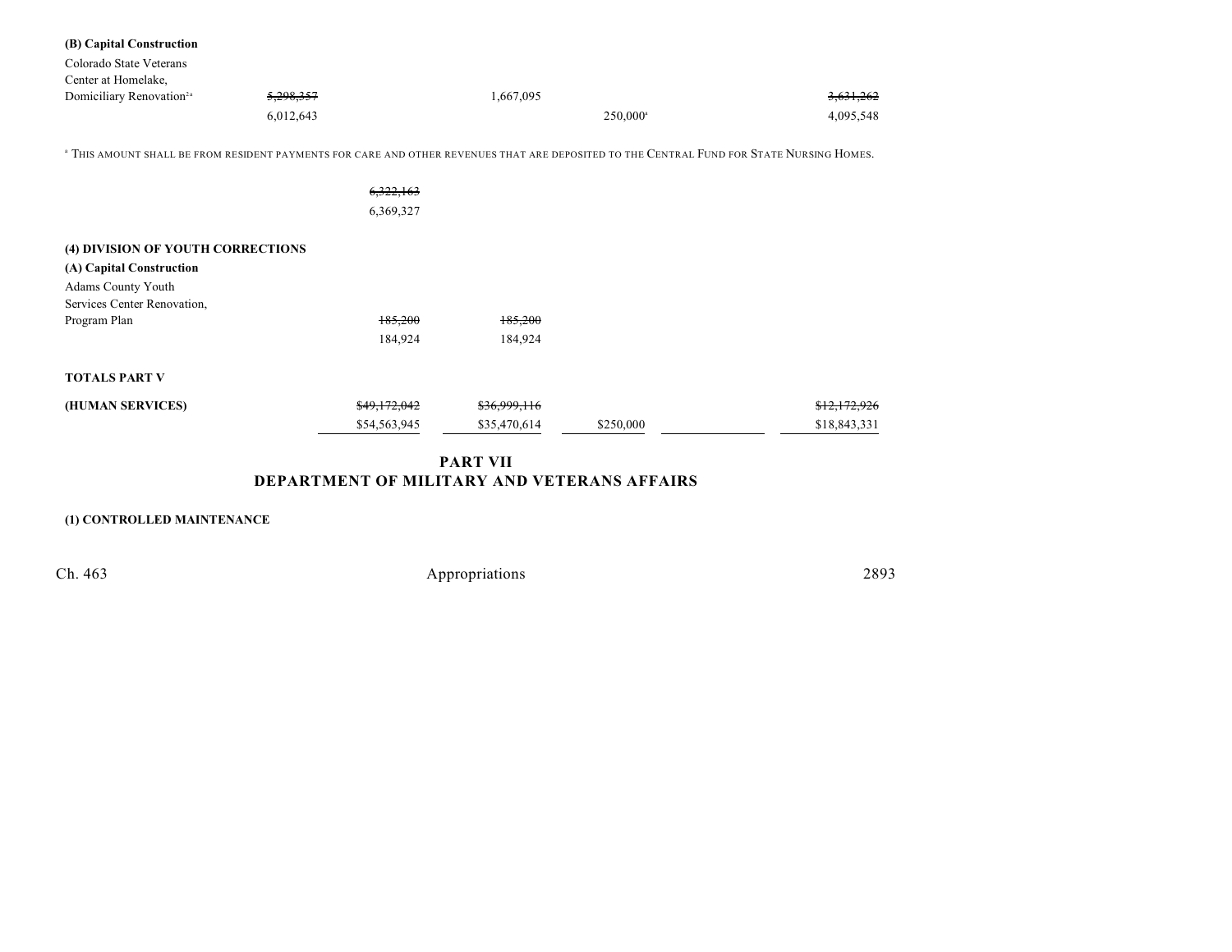**(B) Capital Construction**

| | | | | | |
|---|---|---|---|---|---|
| Colorado State Veterans Center at Homelake, Domiciliary Renovation[2a] | ~~5,298,357~~ | 1,667,095 | | | ~~3,631,262~~ |
| | 6,012,643 | | 250,000[a] | | 4,095,548 |

[a] THIS AMOUNT SHALL BE FROM RESIDENT PAYMENTS FOR CARE AND OTHER REVENUES THAT ARE DEPOSITED TO THE CENTRAL FUND FOR STATE NURSING HOMES.

| | |
|---|---|
| | ~~6,322,163~~ |
| | 6,369,327 |

**(4) DIVISION OF YOUTH CORRECTIONS**

**(A) Capital Construction**

| | | | | | |
|---|---|---|---|---|---|
| Adams County Youth Services Center Renovation, Program Plan | ~~185,200~~ | ~~185,200~~ | | | |
| | 184,924 | 184,924 | | | |

**TOTALS PART V**

| | | | | | |
|---|---|---|---|---|---|
| **(HUMAN SERVICES)** | ~~$49,172,042~~ | ~~$36,999,116~~ | | | ~~$12,172,926~~ |
| | $54,563,945 | $35,470,614 | $250,000 | | $18,843,331 |

## PART VII
## DEPARTMENT OF MILITARY AND VETERANS AFFAIRS

**(1) CONTROLLED MAINTENANCE**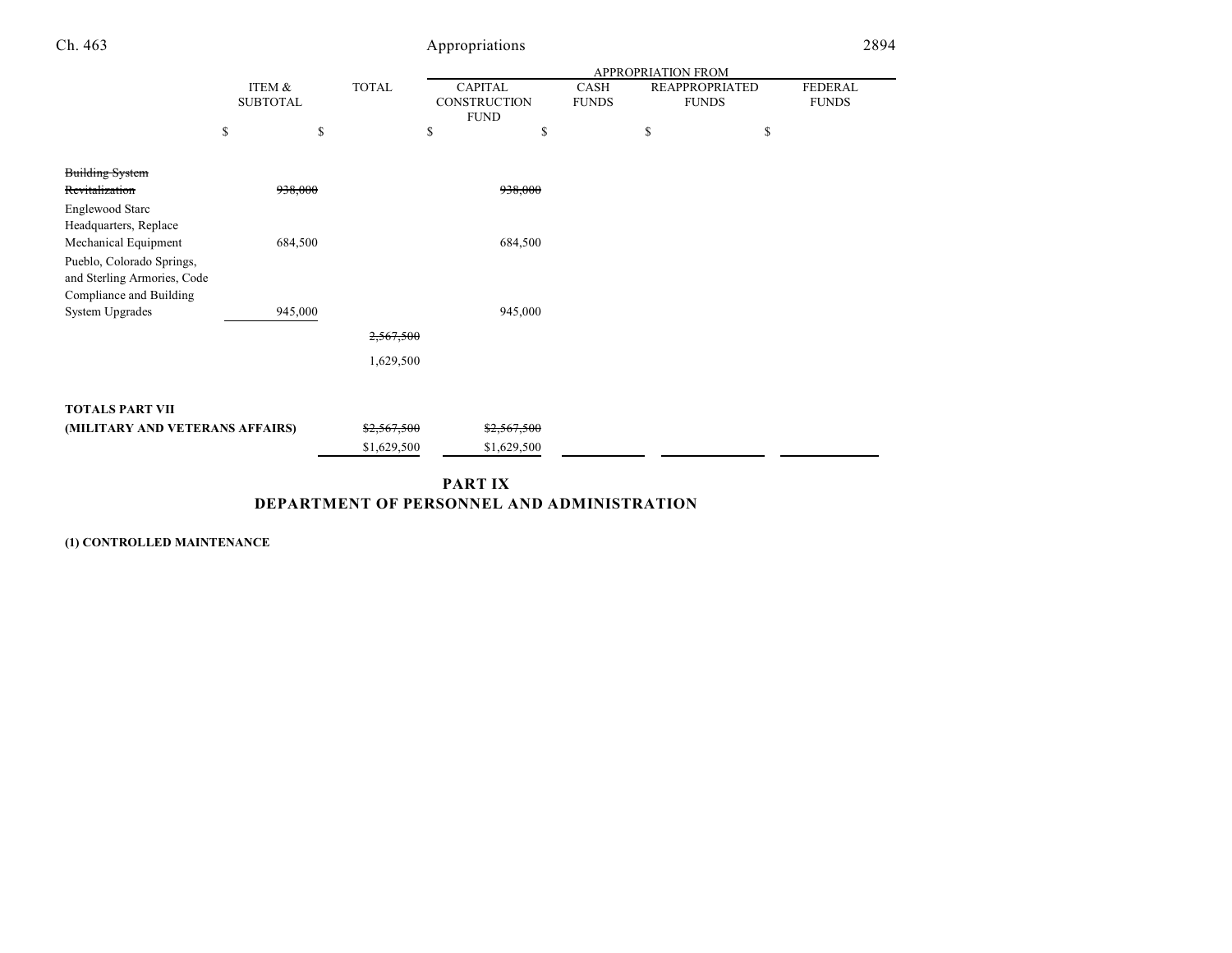| | ITEM & SUBTOTAL | TOTAL | APPROPRIATION FROM CAPITAL CONSTRUCTION FUND | CASH FUNDS | REAPPROPRIATED FUNDS | FEDERAL FUNDS |
|---|---|---|---|---|---|---|
| | $ | $ | $ | $ | $ | $ |
| ~~Building System Revitalization~~ | ~~938,000~~ | | ~~938,000~~ | | | |
| Englewood Starc Headquarters, Replace Mechanical Equipment | 684,500 | | 684,500 | | | |
| Pueblo, Colorado Springs, and Sterling Armories, Code Compliance and Building System Upgrades | 945,000 | | 945,000 | | | |
| | | ~~2,567,500~~ | | | | |
| | | 1,629,500 | | | | |
| **TOTALS PART VII (MILITARY AND VETERANS AFFAIRS)** | | ~~$2,567,500~~ | ~~$2,567,500~~ | | | |
| | | $1,629,500 | $1,629,500 | | | |

## PART IX
## DEPARTMENT OF PERSONNEL AND ADMINISTRATION

**(1) CONTROLLED MAINTENANCE**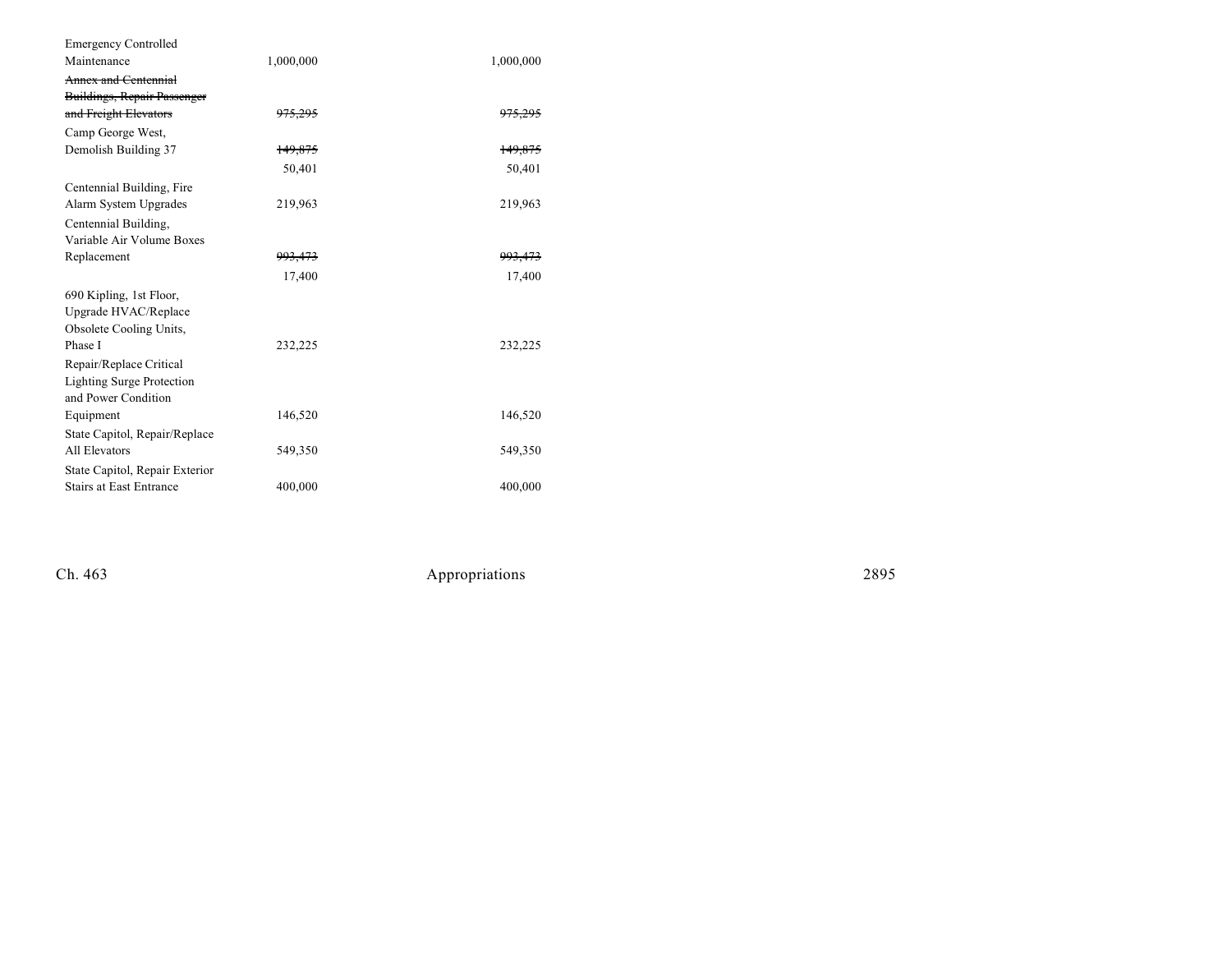| | | |
|---|---|---|
| Emergency Controlled Maintenance | 1,000,000 | 1,000,000 |
| ~~Annex and Centennial Buildings, Repair Passenger and Freight Elevators~~ | ~~975,295~~ | ~~975,295~~ |
| Camp George West, Demolish Building 37 | ~~149,875~~ | ~~149,875~~ |
| | 50,401 | 50,401 |
| Centennial Building, Fire Alarm System Upgrades | 219,963 | 219,963 |
| Centennial Building, Variable Air Volume Boxes Replacement | ~~993,473~~ | ~~993,473~~ |
| | 17,400 | 17,400 |
| 690 Kipling, 1st Floor, Upgrade HVAC/Replace Obsolete Cooling Units, Phase I | 232,225 | 232,225 |
| Repair/Replace Critical Lighting Surge Protection and Power Condition Equipment | 146,520 | 146,520 |
| State Capitol, Repair/Replace All Elevators | 549,350 | 549,350 |
| State Capitol, Repair Exterior Stairs at East Entrance | 400,000 | 400,000 |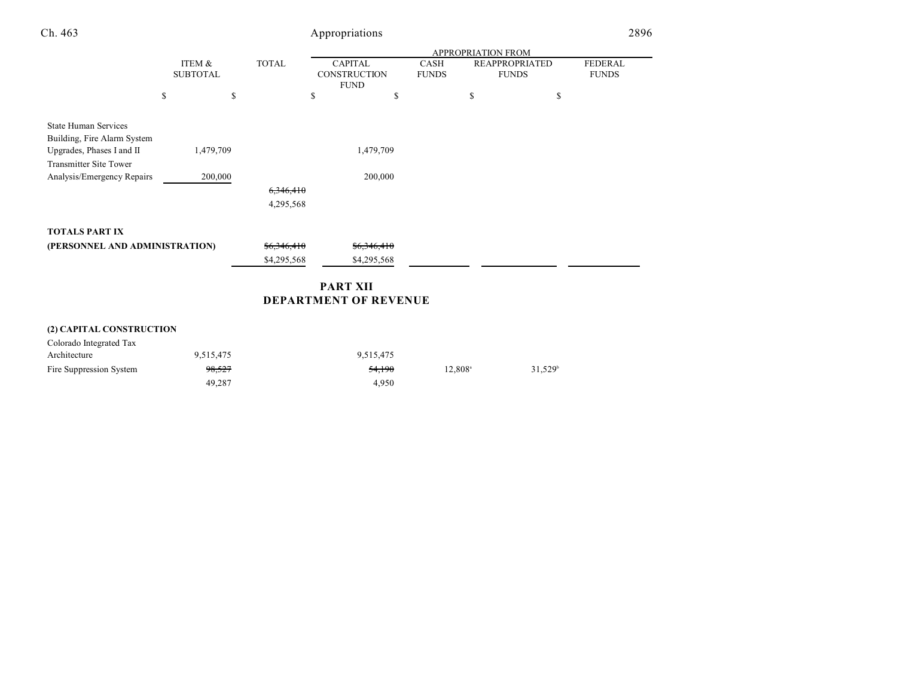| | ITEM & SUBTOTAL | TOTAL | APPROPRIATION FROM | | | |
|---|---|---|---|---|---|---|
| | | | CAPITAL CONSTRUCTION FUND | CASH FUNDS | REAPPROPRIATED FUNDS | FEDERAL FUNDS |
| | $ | $ | $ | $ | $ | $ |
| State Human Services Building, Fire Alarm System Upgrades, Phases I and II | 1,479,709 | | 1,479,709 | | | |
| Transmitter Site Tower Analysis/Emergency Repairs | 200,000 | | 200,000 | | | |
| | | ~~6,346,410~~ 4,295,568 | | | | |
| **TOTALS PART IX (PERSONNEL AND ADMINISTRATION)** | | ~~$6,346,410~~ $4,295,568 | ~~$6,346,410~~ $4,295,568 | | | |

## PART XII
## DEPARTMENT OF REVENUE

| | ITEM & SUBTOTAL | TOTAL | CAPITAL CONSTRUCTION FUND | CASH FUNDS | REAPPROPRIATED FUNDS | FEDERAL FUNDS |
|---|---|---|---|---|---|---|
| **(2) CAPITAL CONSTRUCTION** | | | | | | |
| Colorado Integrated Tax Architecture | 9,515,475 | | 9,515,475 | | | |
| Fire Suppression System | ~~98,527~~ 49,287 | | ~~54,190~~ 4,950 | 12,808[a] | 31,529[b] | |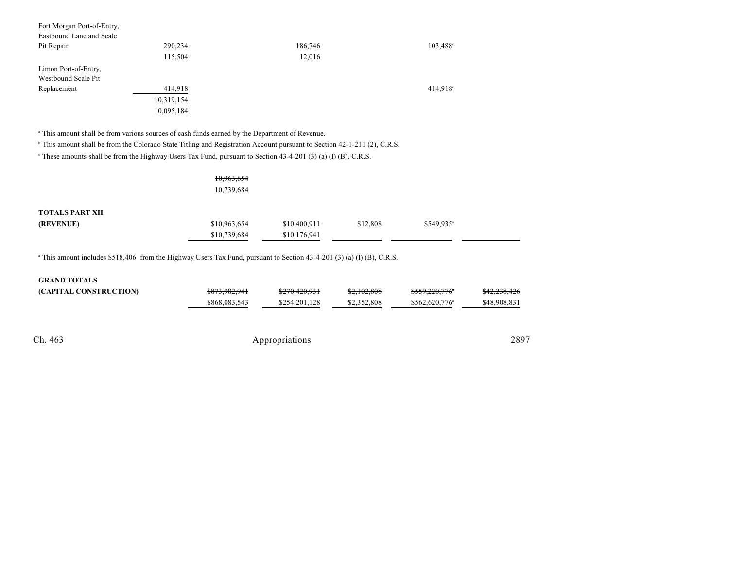| | | | | | |
|---|---|---|---|---|---|
| Fort Morgan Port-of-Entry, Eastbound Lane and Scale Pit Repair | ~~290,234~~ 115,504 | | ~~186,746~~ 12,016 | | 103,488[c] |
| Limon Port-of-Entry, Westbound Scale Pit Replacement | 414,918 | | | | 414,918[c] |
| | ~~10,319,154~~ 10,095,184 | | | | |

[a] This amount shall be from various sources of cash funds earned by the Department of Revenue.

[b] This amount shall be from the Colorado State Titling and Registration Account pursuant to Section 42-1-211 (2), C.R.S.

[c] These amounts shall be from the Highway Users Tax Fund, pursuant to Section 43-4-201 (3) (a) (I) (B), C.R.S.

| | | | | | |
|---|---|---|---|---|---|
| | ~~10,963,654~~ 10,739,684 | | | | |
| **TOTALS PART XII (REVENUE)** | ~~$10,963,654~~ $10,739,684 | ~~$10,400,911~~ $10,176,941 | $12,808 | $549,935[a] | |

[a] This amount includes $518,406 from the Highway Users Tax Fund, pursuant to Section 43-4-201 (3) (a) (I) (B), C.R.S.

| | | | | | |
|---|---|---|---|---|---|
| **GRAND TOTALS (CAPITAL CONSTRUCTION)** | ~~$873,982,941~~ $868,083,543 | ~~$270,420,931~~ $254,201,128 | ~~$2,102,808~~ $2,352,808 | ~~$559,220,776~~[a] $562,620,776[a] | ~~$42,238,426~~ $48,908,831 |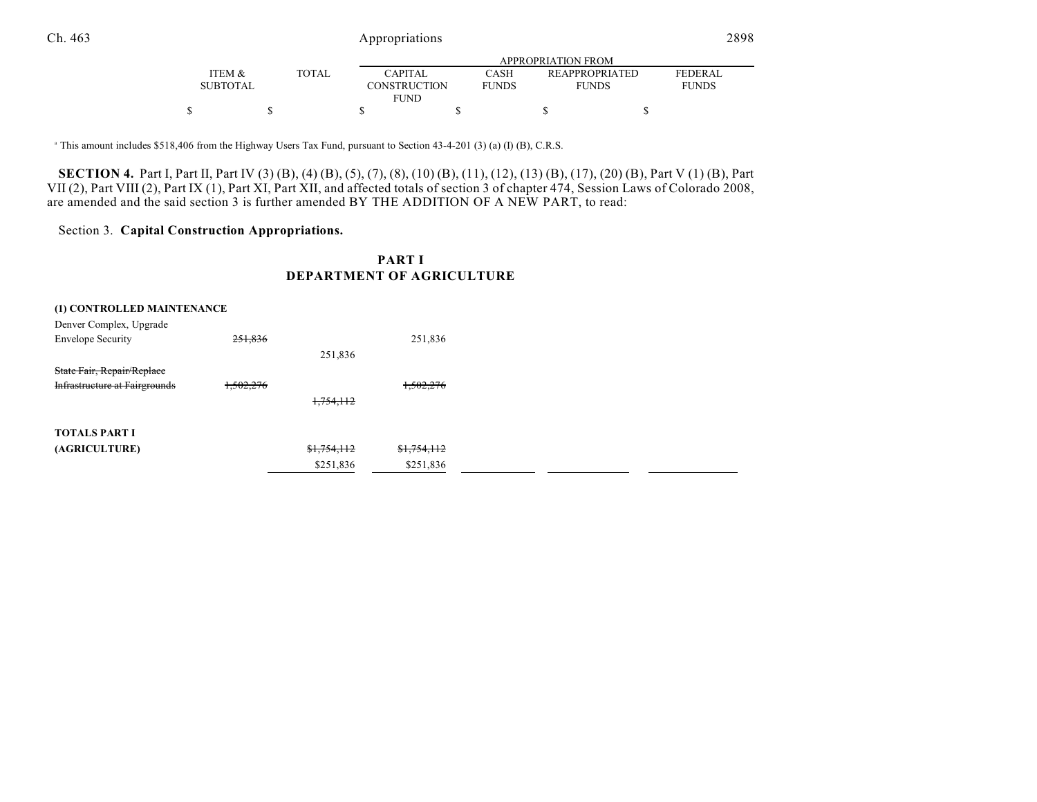| | ITEM & SUBTOTAL | TOTAL | APPROPRIATION FROM CAPITAL CONSTRUCTION FUND | CASH FUNDS | REAPPROPRIATED FUNDS | FEDERAL FUNDS |
|---|---|---|---|---|---|---|
| | $ | $ | $ | $ | $ | $ |

[a] This amount includes $518,406 from the Highway Users Tax Fund, pursuant to Section 43-4-201 (3) (a) (I) (B), C.R.S.

**SECTION 4.** Part I, Part II, Part IV (3) (B), (4) (B), (5), (7), (8), (10) (B), (11), (12), (13) (B), (17), (20) (B), Part V (1) (B), Part VII (2), Part VIII (2), Part IX (1), Part XI, Part XII, and affected totals of section 3 of chapter 474, Session Laws of Colorado 2008, are amended and the said section 3 is further amended BY THE ADDITION OF A NEW PART, to read:

Section 3. **Capital Construction Appropriations.**

## PART I
## DEPARTMENT OF AGRICULTURE

| | ITEM & SUBTOTAL | TOTAL | CAPITAL CONSTRUCTION FUND | CASH FUNDS | REAPPROPRIATED FUNDS | FEDERAL FUNDS |
|---|---|---|---|---|---|---|
| **(1) CONTROLLED MAINTENANCE** | | | | | | |
| Denver Complex, Upgrade Envelope Security | ~~251,836~~ | | 251,836 | | | |
| | | 251,836 | | | | |
| ~~State Fair, Repair/Replace Infrastructure at Fairgrounds~~ | ~~1,502,276~~ | | ~~1,502,276~~ | | | |
| | | ~~1,754,112~~ | | | | |
| **TOTALS PART I (AGRICULTURE)** | | ~~$1,754,112~~ | ~~$1,754,112~~ | | | |
| | | $251,836 | $251,836 | | | |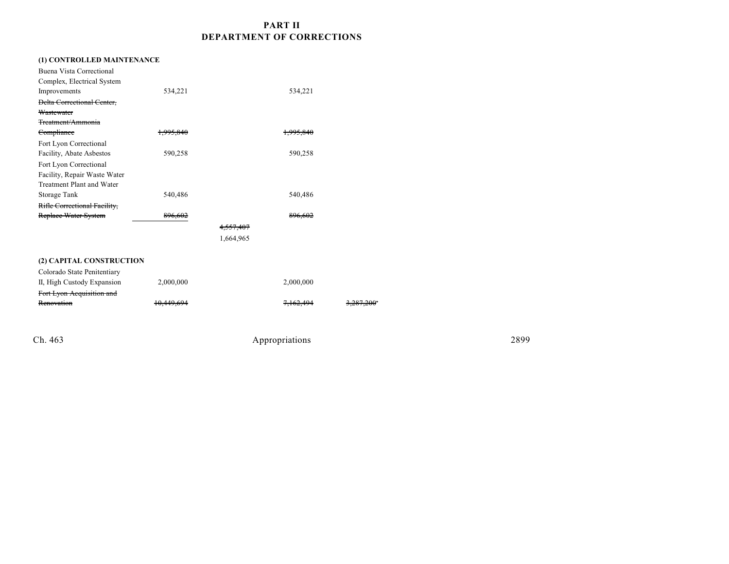## PART II
## DEPARTMENT OF CORRECTIONS

| | | | | |
|---|---|---|---|---|
| **(1) CONTROLLED MAINTENANCE** | | | | |
| Buena Vista Correctional Complex, Electrical System Improvements | 534,221 | | 534,221 | |
| ~~Delta Correctional Center, Wastewater Treatment/Ammonia Compliance~~ | ~~1,995,840~~ | | ~~1,995,840~~ | |
| Fort Lyon Correctional Facility, Abate Asbestos | 590,258 | | 590,258 | |
| Fort Lyon Correctional Facility, Repair Waste Water Treatment Plant and Water Storage Tank | 540,486 | | 540,486 | |
| ~~Rifle Correctional Facility, Replace Water System~~ | ~~896,602~~ | | ~~896,602~~ | |
| | | ~~4,557,407~~ | | |
| | | 1,664,965 | | |
| **(2) CAPITAL CONSTRUCTION** | | | | |
| Colorado State Penitentiary II, High Custody Expansion | 2,000,000 | | 2,000,000 | |
| ~~Fort Lyon Acquisition and Renovation~~ | ~~10,449,694~~ | | ~~7,162,494~~ | ~~3,287,200~~[a] |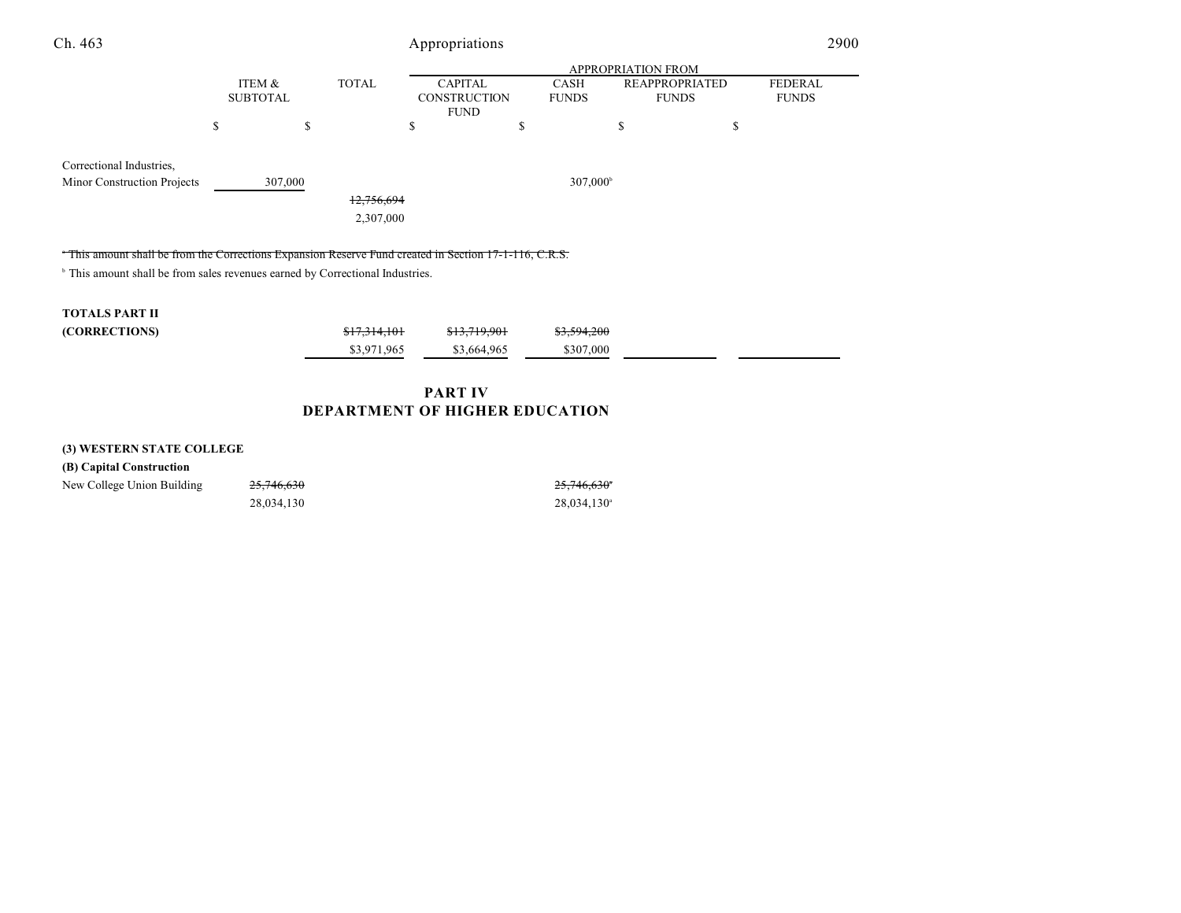| | ITEM & SUBTOTAL | TOTAL | APPROPRIATION FROM CAPITAL CONSTRUCTION FUND | CASH FUNDS | REAPPROPRIATED FUNDS | FEDERAL FUNDS |
|---|---|---|---|---|---|---|
| | $ | $ | $ | $ | $ | $ |
| Correctional Industries, Minor Construction Projects | 307,000 | | | 307,000[b] | | |
| | | ~~12,756,694~~ | | | | |
| | | 2,307,000 | | | | |

~~[a] This amount shall be from the Corrections Expansion Reserve Fund created in Section 17-1-116, C.R.S.~~

[b] This amount shall be from sales revenues earned by Correctional Industries.

| | | TOTAL | CAPITAL CONSTRUCTION FUND | CASH FUNDS | REAPPROPRIATED FUNDS | FEDERAL FUNDS |
|---|---|---|---|---|---|---|
| **TOTALS PART II (CORRECTIONS)** | | ~~$17,314,101~~ | ~~$13,719,901~~ | ~~$3,594,200~~ | | |
| | | $3,971,965 | $3,664,965 | $307,000 | | |

## PART IV
## DEPARTMENT OF HIGHER EDUCATION

**(3) WESTERN STATE COLLEGE**

**(B) Capital Construction**

| | ITEM & SUBTOTAL | TOTAL | CAPITAL CONSTRUCTION FUND | CASH FUNDS | REAPPROPRIATED FUNDS | FEDERAL FUNDS |
|---|---|---|---|---|---|---|
| New College Union Building | ~~25,746,630~~ | | | ~~25,746,630[a]~~ | | |
| | 28,034,130 | | | 28,034,130[a] | | |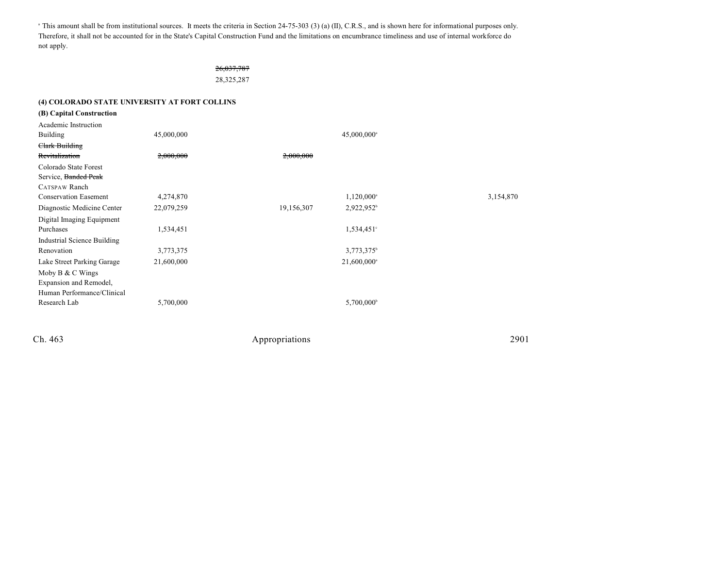[a] This amount shall be from institutional sources. It meets the criteria in Section 24-75-303 (3) (a) (II), C.R.S., and is shown here for informational purposes only. Therefore, it shall not be accounted for in the State's Capital Construction Fund and the limitations on encumbrance timeliness and use of internal workforce do not apply.

~~26,037,787~~
28,325,287

**(4) COLORADO STATE UNIVERSITY AT FORT COLLINS**

**(B) Capital Construction**

| | | | | | |
|---|---|---|---|---|---|
| Academic Instruction Building | 45,000,000 | | | 45,000,000[a] | |
| ~~Clark Building Revitalization~~ | ~~2,000,000~~ | | ~~2,000,000~~ | | |
| Colorado State Forest Service, ~~Banded Peak~~ CATSPAW Ranch Conservation Easement | 4,274,870 | | | 1,120,000[a] | 3,154,870 |
| Diagnostic Medicine Center | 22,079,259 | | 19,156,307 | 2,922,952[b] | |
| Digital Imaging Equipment Purchases | 1,534,451 | | | 1,534,451[c] | |
| Industrial Science Building Renovation | 3,773,375 | | | 3,773,375[b] | |
| Lake Street Parking Garage | 21,600,000 | | | 21,600,000[a] | |
| Moby B & C Wings Expansion and Remodel, Human Performance/Clinical Research Lab | 5,700,000 | | | 5,700,000[b] | |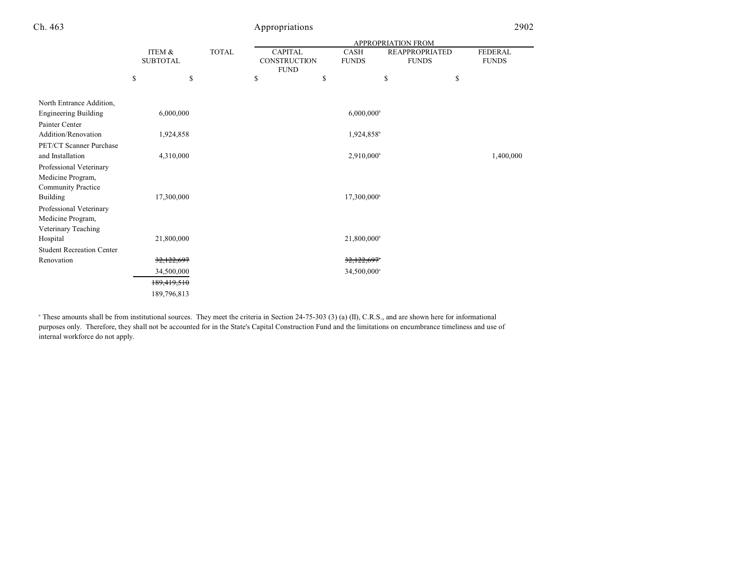| | ITEM & SUBTOTAL | TOTAL | APPROPRIATION FROM CAPITAL CONSTRUCTION FUND | CASH FUNDS | REAPPROPRIATED FUNDS | FEDERAL FUNDS |
|---|---|---|---|---|---|---|
| | $ | $ | $ | $ | $ | $ |
| North Entrance Addition, Engineering Building | 6,000,000 | | | 6,000,000[b] | | |
| Painter Center Addition/Renovation | 1,924,858 | | | 1,924,858[b] | | |
| PET/CT Scanner Purchase and Installation | 4,310,000 | | | 2,910,000[b] | | 1,400,000 |
| Professional Veterinary Medicine Program, Community Practice Building | 17,300,000 | | | 17,300,000[b] | | |
| Professional Veterinary Medicine Program, Veterinary Teaching Hospital | 21,800,000 | | | 21,800,000[b] | | |
| Student Recreation Center Renovation | ~~32,122,697~~ | | | ~~32,122,697[a]~~ | | |
| | 34,500,000 | | | 34,500,000[a] | | |
| | ~~189,419,510~~ | | | | | |
| | 189,796,813 | | | | | |

[a] These amounts shall be from institutional sources. They meet the criteria in Section 24-75-303 (3) (a) (II), C.R.S., and are shown here for informational purposes only. Therefore, they shall not be accounted for in the State's Capital Construction Fund and the limitations on encumbrance timeliness and use of internal workforce do not apply.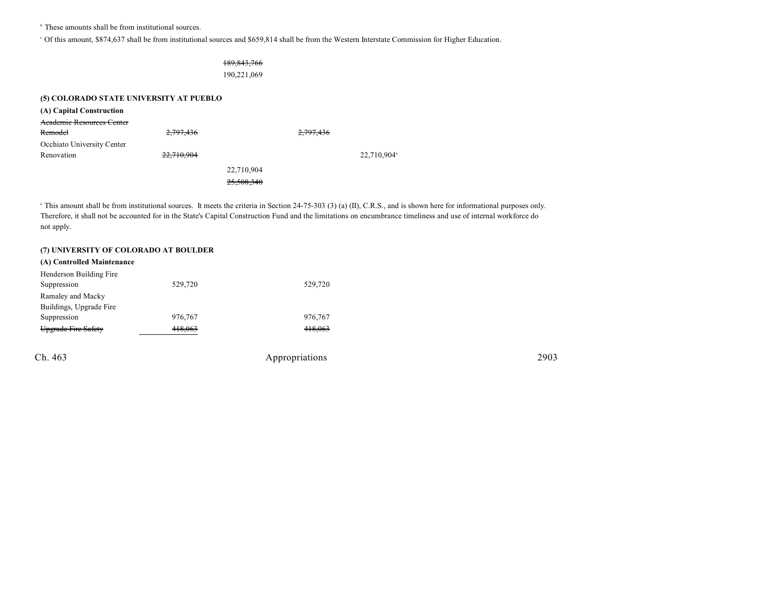[b] These amounts shall be from institutional sources.

[c] Of this amount, $874,637 shall be from institutional sources and $659,814 shall be from the Western Interstate Commission for Higher Education.

| | | | | |
|---|---|---|---|---|
| | | ~~189,843,766~~ | | |
| | | 190,221,069 | | |

**(5) COLORADO STATE UNIVERSITY AT PUEBLO**

**(A) Capital Construction**

| | | | | |
|---|---|---|---|---|
| ~~Academic Resources Center Remodel~~ | ~~2,797,436~~ | | ~~2,797,436~~ | |
| Occhiato University Center Renovation | ~~22,710,904~~ | | | 22,710,904[a] |
| | | 22,710,904 | | |
| | | ~~25,508,340~~ | | |

[a] This amount shall be from institutional sources. It meets the criteria in Section 24-75-303 (3) (a) (II), C.R.S., and is shown here for informational purposes only. Therefore, it shall not be accounted for in the State's Capital Construction Fund and the limitations on encumbrance timeliness and use of internal workforce do not apply.

**(7) UNIVERSITY OF COLORADO AT BOULDER**

**(A) Controlled Maintenance**

| | | | |
|---|---|---|---|
| Henderson Building Fire Suppression | 529,720 | | 529,720 |
| Ramaley and Macky Buildings, Upgrade Fire Suppression | 976,767 | | 976,767 |
| ~~Upgrade Fire Safety~~ | ~~418,063~~ | | ~~418,063~~ |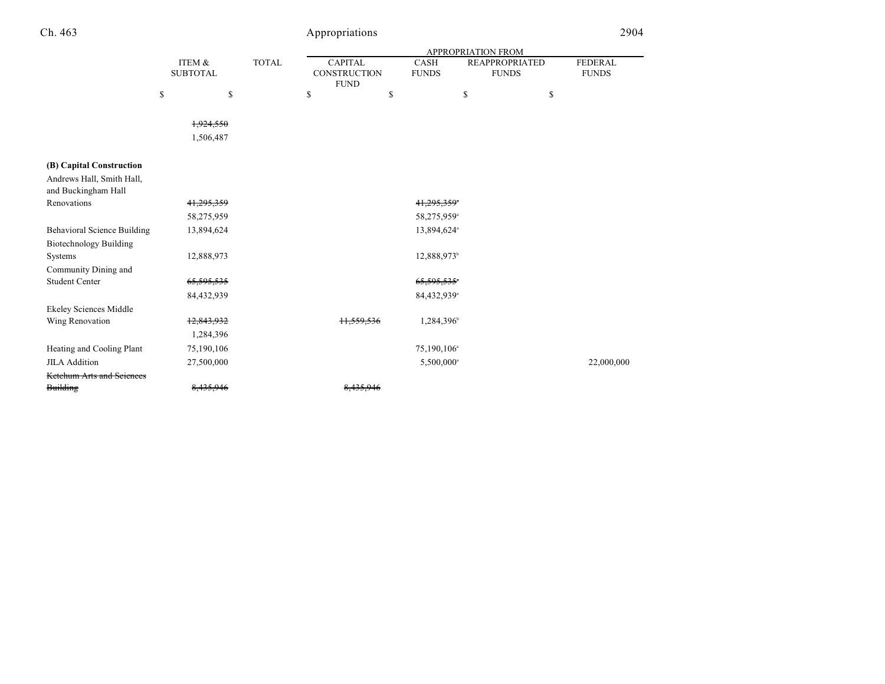| | ITEM & SUBTOTAL | TOTAL | APPROPRIATION FROM CAPITAL CONSTRUCTION FUND | CASH FUNDS | REAPPROPRIATED FUNDS | FEDERAL FUNDS |
|---|---|---|---|---|---|---|
| | $ | $ | $ | $ | $ | $ |
| | ~~1,924,550~~ | | | | | |
| | 1,506,487 | | | | | |
| **(B) Capital Construction** | | | | | | |
| Andrews Hall, Smith Hall, and Buckingham Hall Renovations | ~~41,295,359~~ | | | ~~41,295,359~~[a] | | |
| | 58,275,959 | | | 58,275,959[a] | | |
| Behavioral Science Building | 13,894,624 | | | 13,894,624[a] | | |
| Biotechnology Building Systems | 12,888,973 | | | 12,888,973[b] | | |
| Community Dining and Student Center | ~~65,595,535~~ | | | ~~65,595,535~~[a] | | |
| | 84,432,939 | | | 84,432,939[a] | | |
| Ekeley Sciences Middle Wing Renovation | ~~12,843,932~~ | | ~~11,559,536~~ | 1,284,396[b] | | |
| | 1,284,396 | | | | | |
| Heating and Cooling Plant | 75,190,106 | | | 75,190,106[a] | | |
| JILA Addition | 27,500,000 | | | 5,500,000[a] | | 22,000,000 |
| ~~Ketchum Arts and Sciences Building~~ | ~~8,435,946~~ | | ~~8,435,946~~ | | | |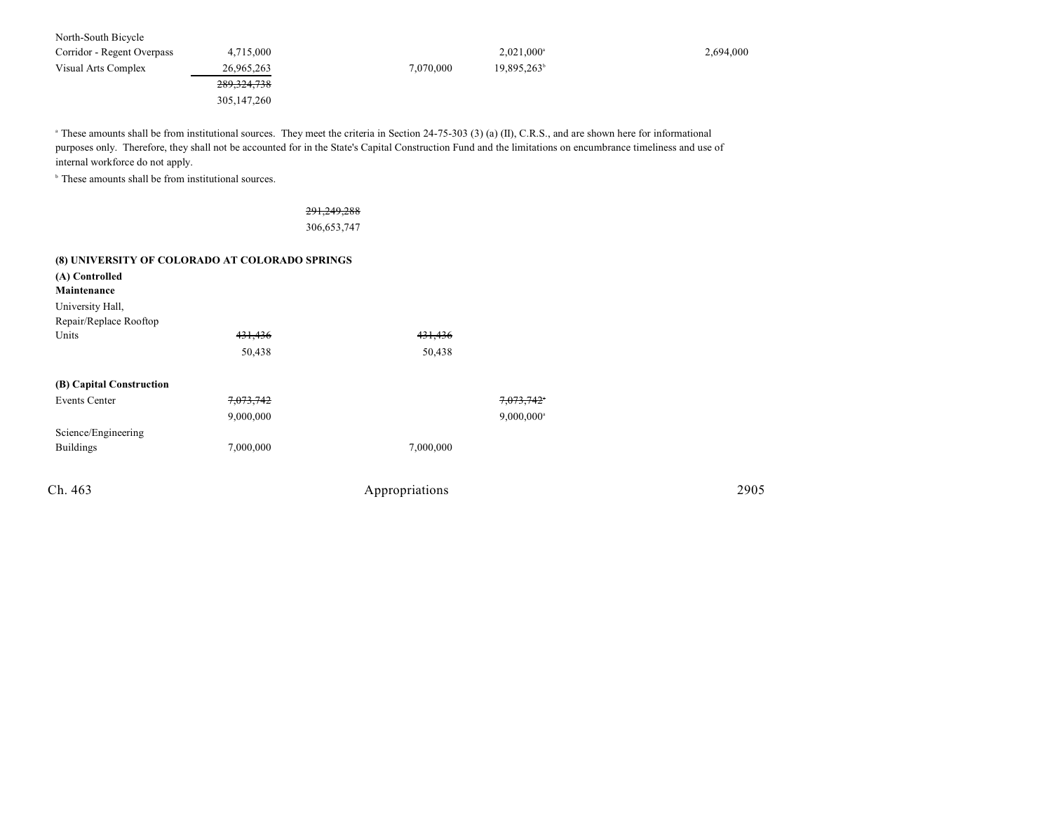| | | | | | |
|---|---|---|---|---|---|
| North-South Bicycle Corridor - Regent Overpass | 4,715,000 | | | 2,021,000[a] | 2,694,000 |
| Visual Arts Complex | 26,965,263 | | 7,070,000 | 19,895,263[b] | |
| | ~~289,324,738~~ | | | | |
| | 305,147,260 | | | | |

[a] These amounts shall be from institutional sources. They meet the criteria in Section 24-75-303 (3) (a) (II), C.R.S., and are shown here for informational purposes only. Therefore, they shall not be accounted for in the State's Capital Construction Fund and the limitations on encumbrance timeliness and use of internal workforce do not apply.

[b] These amounts shall be from institutional sources.

| | | | | | |
|---|---|---|---|---|---|
| | | ~~291,249,288~~ | | | |
| | | 306,653,747 | | | |

**(8) UNIVERSITY OF COLORADO AT COLORADO SPRINGS**

| | | | | | |
|---|---|---|---|---|---|
| **(A) Controlled Maintenance** | | | | | |
| University Hall, Repair/Replace Rooftop Units | ~~431,436~~ | | ~~431,436~~ | | |
| | 50,438 | | 50,438 | | |
| **(B) Capital Construction** | | | | | |
| Events Center | ~~7,073,742~~ | | | ~~7,073,742~~[a] | |
| | 9,000,000 | | | 9,000,000[a] | |
| Science/Engineering Buildings | 7,000,000 | | 7,000,000 | | |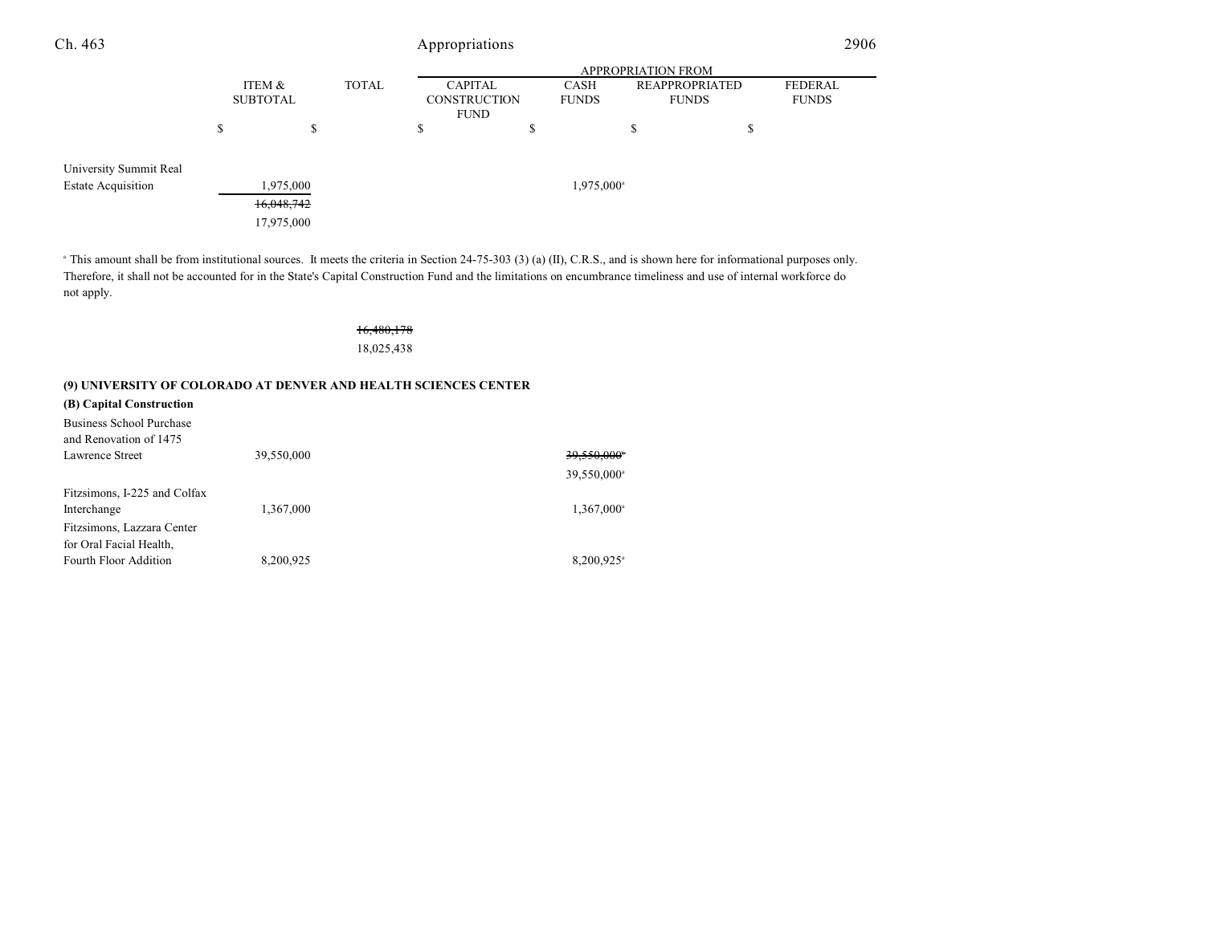| | ITEM & SUBTOTAL | TOTAL | APPROPRIATION FROM CAPITAL CONSTRUCTION FUND | CASH FUNDS | REAPPROPRIATED FUNDS | FEDERAL FUNDS |
|---|---|---|---|---|---|---|
| | $ | $ | $ | $ | $ | $ |
| University Summit Real Estate Acquisition | 1,975,000 | | | 1,975,000[a] | | |
| | ~~16,048,742~~ | | | | | |
| | 17,975,000 | | | | | |

[a] This amount shall be from institutional sources. It meets the criteria in Section 24-75-303 (3) (a) (II), C.R.S., and is shown here for informational purposes only. Therefore, it shall not be accounted for in the State's Capital Construction Fund and the limitations on encumbrance timeliness and use of internal workforce do not apply.

| | ITEM & SUBTOTAL | TOTAL | CAPITAL CONSTRUCTION FUND | CASH FUNDS | REAPPROPRIATED FUNDS | FEDERAL FUNDS |
|---|---|---|---|---|---|---|
| | | ~~16,480,178~~ | | | | |
| | | 18,025,438 | | | | |

**(9) UNIVERSITY OF COLORADO AT DENVER AND HEALTH SCIENCES CENTER**

**(B) Capital Construction**

| | ITEM & SUBTOTAL | TOTAL | CAPITAL CONSTRUCTION FUND | CASH FUNDS | REAPPROPRIATED FUNDS | FEDERAL FUNDS |
|---|---|---|---|---|---|---|
| Business School Purchase and Renovation of 1475 Lawrence Street | 39,550,000 | | | ~~39,550,000[b]~~ | | |
| | | | | 39,550,000[a] | | |
| Fitzsimons, I-225 and Colfax Interchange | 1,367,000 | | | 1,367,000[a] | | |
| Fitzsimons, Lazzara Center for Oral Facial Health, Fourth Floor Addition | 8,200,925 | | | 8,200,925[a] | | |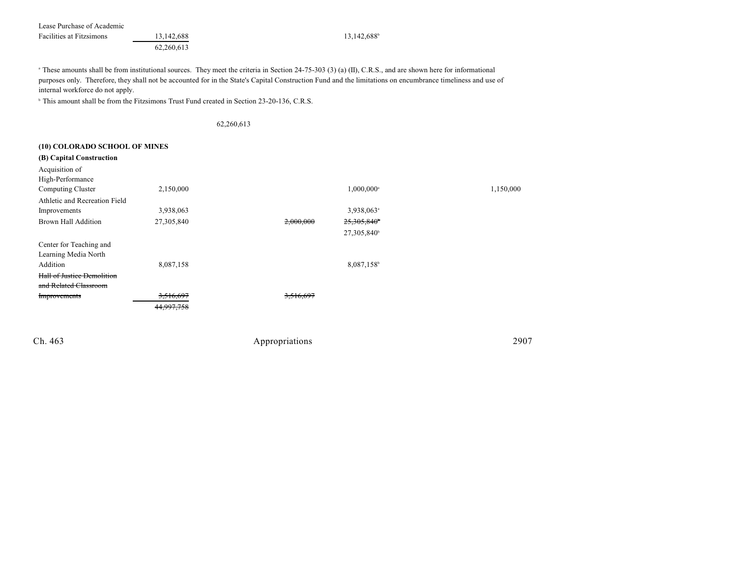| | | | | | | |
|---|---|---|---|---|---|---|
| Lease Purchase of Academic Facilities at Fitzsimons | 13,142,688 | | | 13,142,688[b] | | |
| | 62,260,613 | | | | | |

[a] These amounts shall be from institutional sources. They meet the criteria in Section 24-75-303 (3) (a) (II), C.R.S., and are shown here for informational purposes only. Therefore, they shall not be accounted for in the State's Capital Construction Fund and the limitations on encumbrance timeliness and use of internal workforce do not apply.

[b] This amount shall be from the Fitzsimons Trust Fund created in Section 23-20-136, C.R.S.

62,260,613

**(10) COLORADO SCHOOL OF MINES**

**(B) Capital Construction**

| | | | | | | |
|---|---|---|---|---|---|---|
| Acquisition of High-Performance Computing Cluster | 2,150,000 | | | 1,000,000[a] | | 1,150,000 |
| Athletic and Recreation Field Improvements | 3,938,063 | | | 3,938,063[a] | | |
| Brown Hall Addition | 27,305,840 | | ~~2,000,000~~ | ~~25,305,840[b]~~ | | |
| | | | | 27,305,840[b] | | |
| Center for Teaching and Learning Media North Addition | 8,087,158 | | | 8,087,158[b] | | |
| ~~Hall of Justice Demolition and Related Classroom Improvements~~ | ~~3,516,697~~ | | ~~3,516,697~~ | | | |
| | ~~44,997,758~~ | | | | | |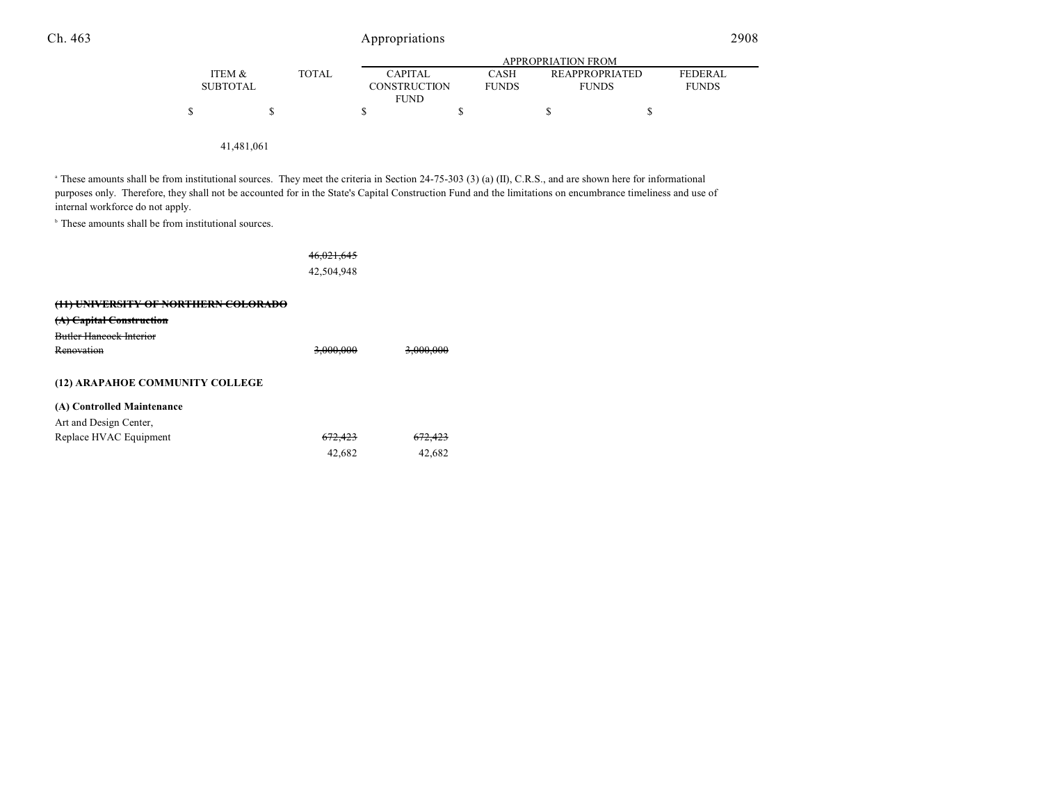| | ITEM & SUBTOTAL | TOTAL | APPROPRIATION FROM | | | |
|---|---|---|---|---|---|---|
| | | | CAPITAL CONSTRUCTION FUND | CASH FUNDS | REAPPROPRIATED FUNDS | FEDERAL FUNDS |
| | $ | $ | $ | $ | $ | $ |
| | 41,481,061 | | | | | |

[a] These amounts shall be from institutional sources. They meet the criteria in Section 24-75-303 (3) (a) (II), C.R.S., and are shown here for informational purposes only. Therefore, they shall not be accounted for in the State's Capital Construction Fund and the limitations on encumbrance timeliness and use of internal workforce do not apply.

[b] These amounts shall be from institutional sources.

| | ITEM & SUBTOTAL | TOTAL | CAPITAL CONSTRUCTION FUND | CASH FUNDS | REAPPROPRIATED FUNDS | FEDERAL FUNDS |
|---|---|---|---|---|---|---|
| | | ~~46,021,645~~ | | | | |
| | | 42,504,948 | | | | |
| **~~(11) UNIVERSITY OF NORTHERN COLORADO~~** | | | | | | |
| **~~(A) Capital Construction~~** | | | | | | |
| ~~Butler Hancock Interior Renovation~~ | | ~~3,000,000~~ | ~~3,000,000~~ | | | |
| **(12) ARAPAHOE COMMUNITY COLLEGE** | | | | | | |
| **(A) Controlled Maintenance** | | | | | | |
| Art and Design Center, Replace HVAC Equipment | | ~~672,423~~ | ~~672,423~~ | | | |
| | | 42,682 | 42,682 | | | |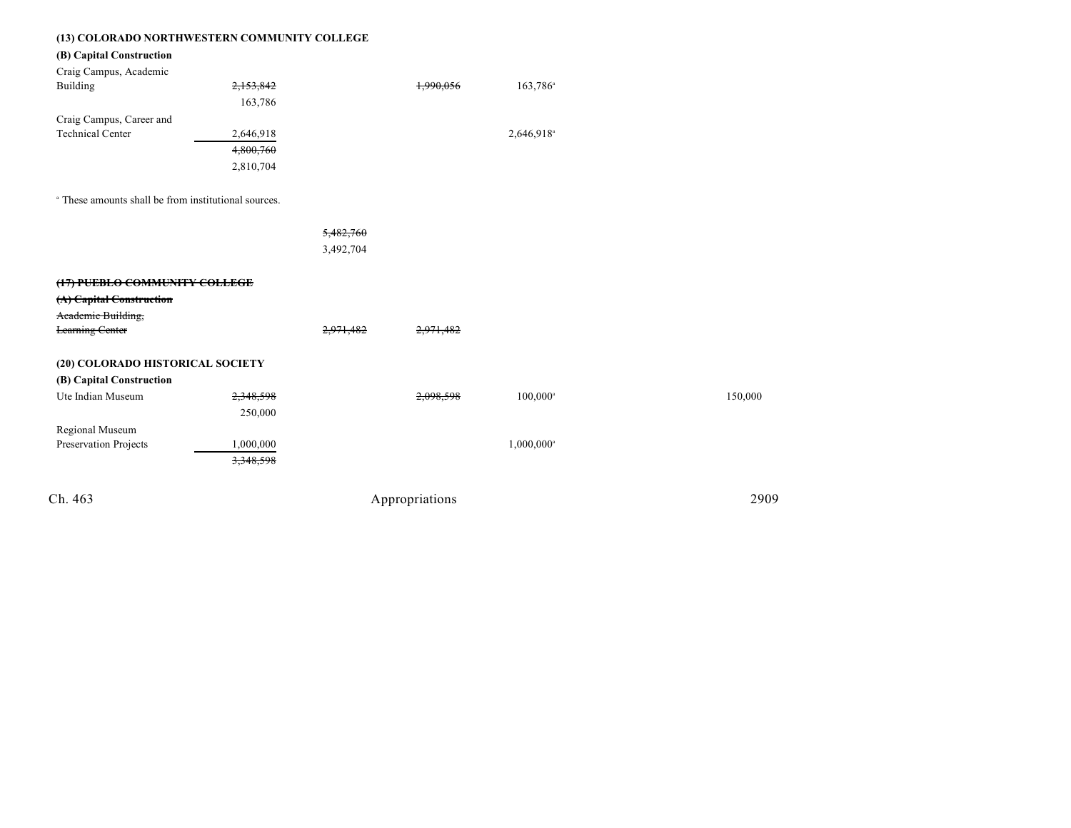**(13) COLORADO NORTHWESTERN COMMUNITY COLLEGE**

**(B) Capital Construction**

| | | | | | | |
|---|---|---|---|---|---|---|
| Craig Campus, Academic Building | ~~2,153,842~~ 163,786 | | ~~1,990,056~~ | 163,786[a] | | |
| Craig Campus, Career and Technical Center | 2,646,918 | | | 2,646,918[a] | | |
| | ~~4,800,760~~ 2,810,704 | | | | | |

[a] These amounts shall be from institutional sources.

| | | | | | | |
|---|---|---|---|---|---|---|
| | | ~~5,482,760~~ 3,492,704 | | | | |

~~**(17) PUEBLO COMMUNITY COLLEGE**~~

~~**(A) Capital Construction**~~

| | | | | | | |
|---|---|---|---|---|---|---|
| ~~Academic Building, Learning Center~~ | | ~~2,971,482~~ | ~~2,971,482~~ | | | |

**(20) COLORADO HISTORICAL SOCIETY**

**(B) Capital Construction**

| | | | | | | |
|---|---|---|---|---|---|---|
| Ute Indian Museum | ~~2,348,598~~ 250,000 | | ~~2,098,598~~ | 100,000[a] | | 150,000 |
| Regional Museum Preservation Projects | 1,000,000 | | | 1,000,000[a] | | |
| | ~~3,348,598~~ | | | | | |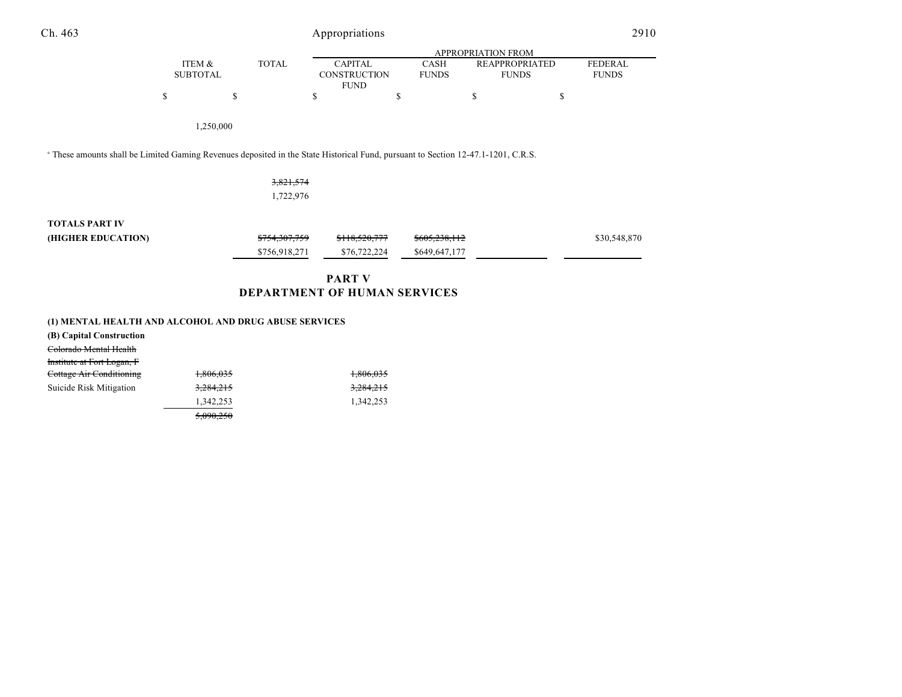| | ITEM & SUBTOTAL | TOTAL | APPROPRIATION FROM CAPITAL CONSTRUCTION FUND | CASH FUNDS | REAPPROPRIATED FUNDS | FEDERAL FUNDS |
|---|---|---|---|---|---|---|
| | $ | $ | $ | $ | $ | $ |
| | 1,250,000 | | | | | |

[a] These amounts shall be Limited Gaming Revenues deposited in the State Historical Fund, pursuant to Section 12-47.1-1201, C.R.S.

| | ITEM & SUBTOTAL | TOTAL | CAPITAL CONSTRUCTION FUND | CASH FUNDS | REAPPROPRIATED FUNDS | FEDERAL FUNDS |
|---|---|---|---|---|---|---|
| | | ~~3,821,574~~ | | | | |
| | | 1,722,976 | | | | |
| **TOTALS PART IV** | | | | | | |
| **(HIGHER EDUCATION)** | | ~~$754,307,759~~ | ~~$118,520,777~~ | ~~$605,238,112~~ | | $30,548,870 |
| | | $756,918,271 | $76,722,224 | $649,647,177 | | |

## PART V
## DEPARTMENT OF HUMAN SERVICES

### (1) MENTAL HEALTH AND ALCOHOL AND DRUG ABUSE SERVICES

**(B) Capital Construction**

| | ITEM & SUBTOTAL | TOTAL | CAPITAL CONSTRUCTION FUND | CASH FUNDS | REAPPROPRIATED FUNDS | FEDERAL FUNDS |
|---|---|---|---|---|---|---|
| ~~Colorado Mental Health Institute at Fort Logan, F Cottage Air Conditioning~~ | ~~1,806,035~~ | | ~~1,806,035~~ | | | |
| Suicide Risk Mitigation | ~~3,284,215~~ | | ~~3,284,215~~ | | | |
| | 1,342,253 | | 1,342,253 | | | |
| | ~~5,090,250~~ | | | | | |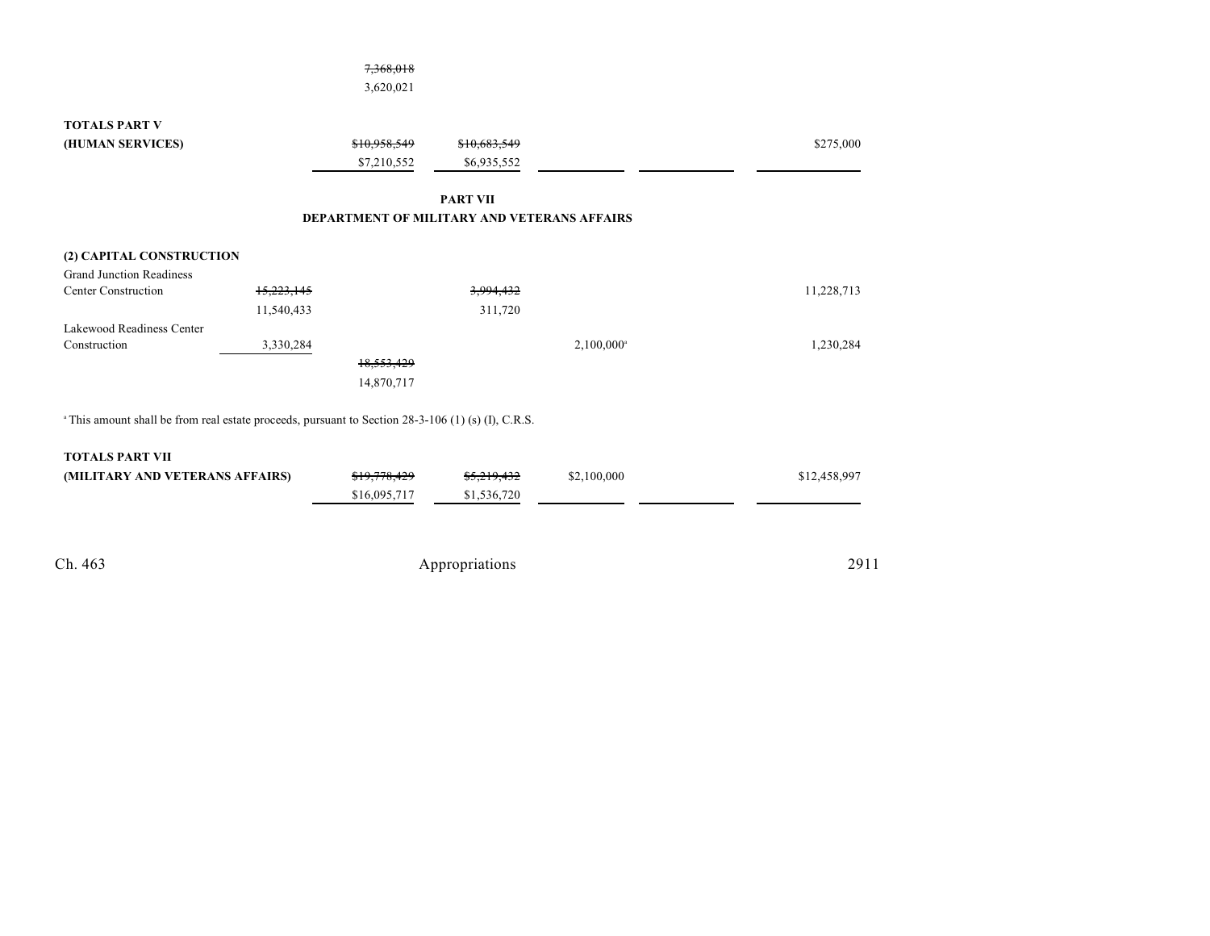| | | | | | | |
|---|---|---|---|---|---|---|
| | | ~~7,368,018~~<br>3,620,021 | | | | |
| **TOTALS PART V** | | | | | | |
| **(HUMAN SERVICES)** | | ~~$10,958,549~~<br>$7,210,552 | ~~$10,683,549~~<br>$6,935,552 | | | $275,000 |

**PART VII**
**DEPARTMENT OF MILITARY AND VETERANS AFFAIRS**

| | | | | | | |
|---|---|---|---|---|---|---|
| **(2) CAPITAL CONSTRUCTION** | | | | | | |
| Grand Junction Readiness Center Construction | ~~15,223,145~~<br>11,540,433 | | ~~3,994,432~~<br>311,720 | | | 11,228,713 |
| Lakewood Readiness Center Construction | 3,330,284 | | | 2,100,000[a] | | 1,230,284 |
| | | ~~18,553,429~~<br>14,870,717 | | | | |

[a] This amount shall be from real estate proceeds, pursuant to Section 28-3-106 (1) (s) (I), C.R.S.

| | | | | | | |
|---|---|---|---|---|---|---|
| **TOTALS PART VII** | | | | | | |
| **(MILITARY AND VETERANS AFFAIRS)** | | ~~$19,778,429~~<br>$16,095,717 | ~~$5,219,432~~<br>$1,536,720 | $2,100,000 | | $12,458,997 |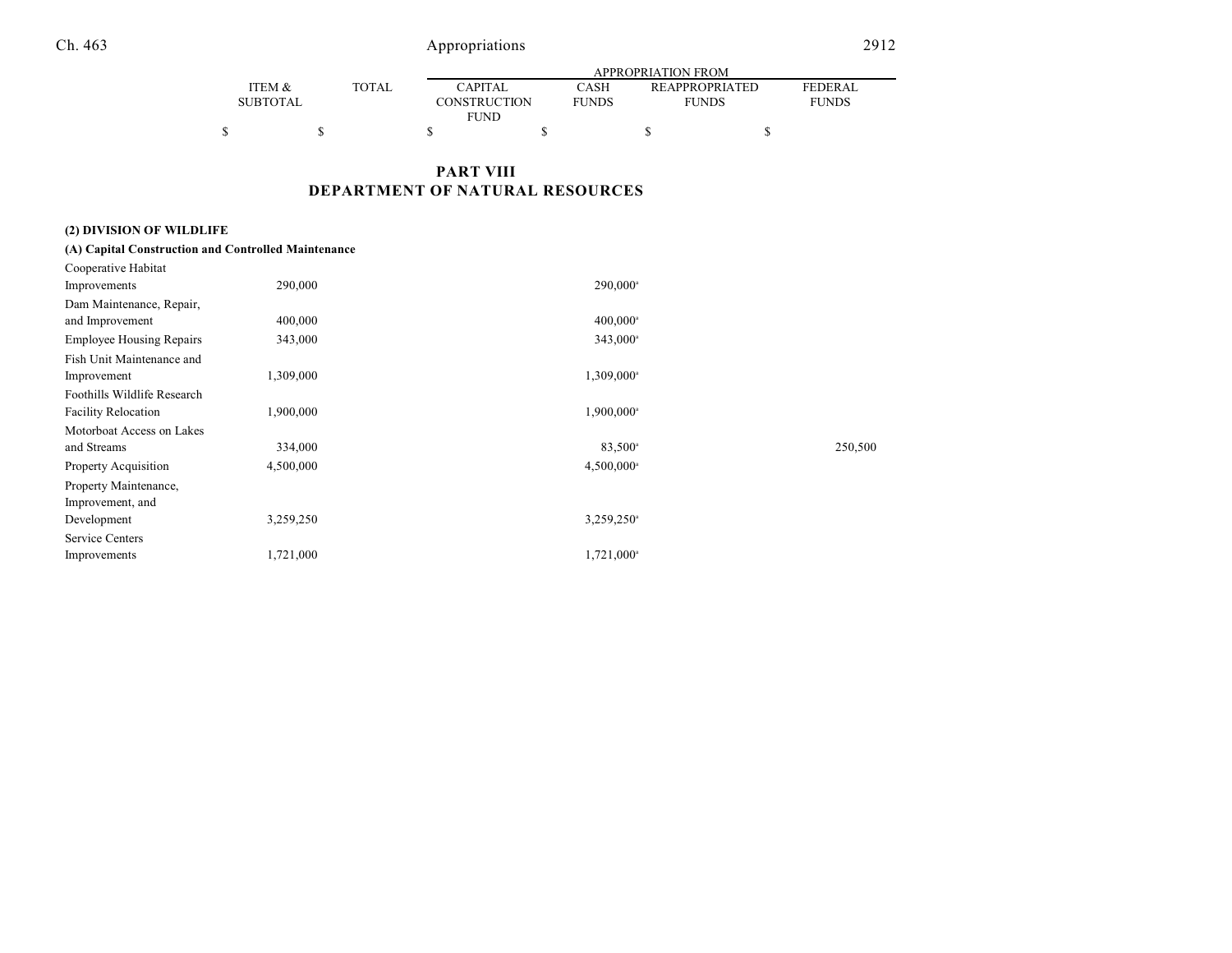# PART VIII
# DEPARTMENT OF NATURAL RESOURCES

| | ITEM & SUBTOTAL | TOTAL | APPROPRIATION FROM CAPITAL CONSTRUCTION FUND | CASH FUNDS | REAPPROPRIATED FUNDS | FEDERAL FUNDS |
|---|---|---|---|---|---|---|
| | $ | $ | $ | $ | $ | $ |
| **(2) DIVISION OF WILDLIFE** | | | | | | |
| **(A) Capital Construction and Controlled Maintenance** | | | | | | |
| Cooperative Habitat Improvements | 290,000 | | | 290,000[a] | | |
| Dam Maintenance, Repair, and Improvement | 400,000 | | | 400,000[a] | | |
| Employee Housing Repairs | 343,000 | | | 343,000[a] | | |
| Fish Unit Maintenance and Improvement | 1,309,000 | | | 1,309,000[a] | | |
| Foothills Wildlife Research Facility Relocation | 1,900,000 | | | 1,900,000[a] | | |
| Motorboat Access on Lakes and Streams | 334,000 | | | 83,500[a] | | 250,500 |
| Property Acquisition | 4,500,000 | | | 4,500,000[a] | | |
| Property Maintenance, Improvement, and Development | 3,259,250 | | | 3,259,250[a] | | |
| Service Centers Improvements | 1,721,000 | | | 1,721,000[a] | | |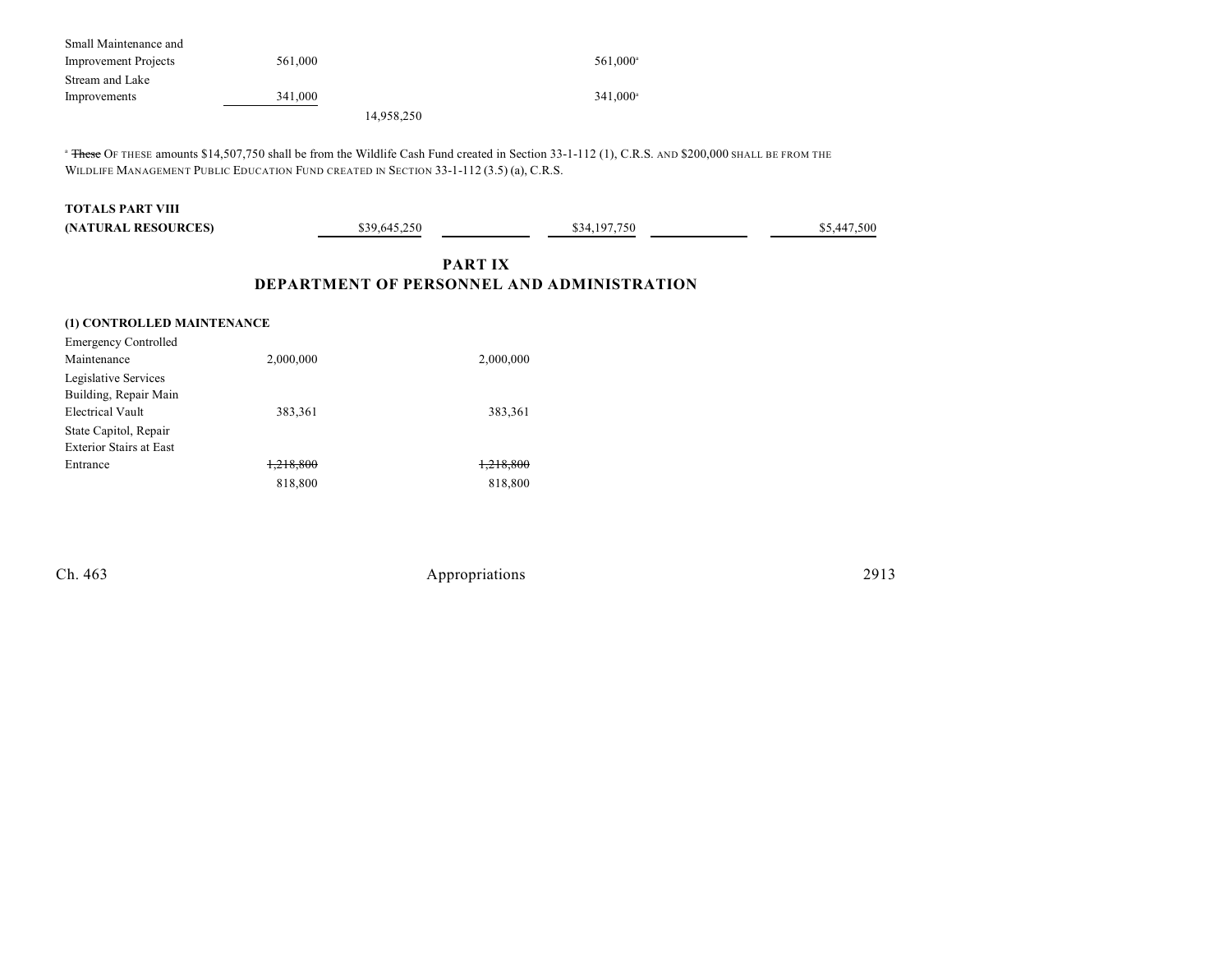| | | | | | | |
|---|---|---|---|---|---|---|
| Small Maintenance and Improvement Projects | 561,000 | | | 561,000[a] | | |
| Stream and Lake Improvements | 341,000 | | | 341,000[a] | | |
| | | 14,958,250 | | | | |

[a] ~~These~~ OF THESE amounts $14,507,750 shall be from the Wildlife Cash Fund created in Section 33-1-112 (1), C.R.S. AND $200,000 SHALL BE FROM THE WILDLIFE MANAGEMENT PUBLIC EDUCATION FUND CREATED IN SECTION 33-1-112 (3.5) (a), C.R.S.

| | | | | | |
|---|---|---|---|---|---|
| **TOTALS PART VIII (NATURAL RESOURCES)** | $39,645,250 | | $34,197,750 | | $5,447,500 |

## PART IX
## DEPARTMENT OF PERSONNEL AND ADMINISTRATION

**(1) CONTROLLED MAINTENANCE**

| | | |
|---|---|---|
| Emergency Controlled Maintenance | 2,000,000 | 2,000,000 |
| Legislative Services Building, Repair Main Electrical Vault | 383,361 | 383,361 |
| State Capitol, Repair Exterior Stairs at East Entrance | ~~1,218,800~~ | ~~1,218,800~~ |
| | 818,800 | 818,800 |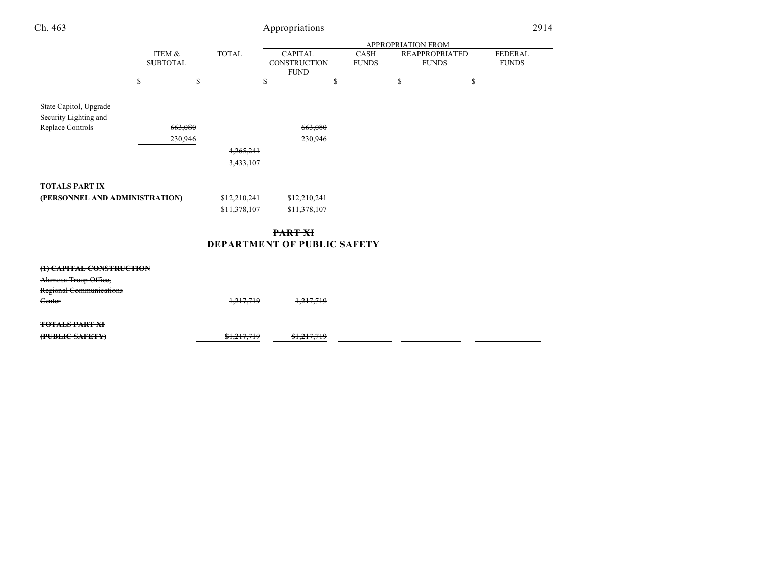| | ITEM & SUBTOTAL | TOTAL | APPROPRIATION FROM CAPITAL CONSTRUCTION FUND | CASH FUNDS | REAPPROPRIATED FUNDS | FEDERAL FUNDS |
|---|---|---|---|---|---|---|
| | $ | $ | $ | $ | $ | $ |
| State Capitol, Upgrade Security Lighting and Replace Controls | ~~663,080~~ | | ~~663,080~~ | | | |
| | 230,946 | | 230,946 | | | |
| | | ~~4,265,241~~ | | | | |
| | | 3,433,107 | | | | |
| **TOTALS PART IX (PERSONNEL AND ADMINISTRATION)** | | ~~$12,210,241~~ | ~~$12,210,241~~ | | | |
| | | $11,378,107 | $11,378,107 | | | |

## ~~PART XI~~
## ~~DEPARTMENT OF PUBLIC SAFETY~~

| | ITEM & SUBTOTAL | TOTAL | CAPITAL CONSTRUCTION FUND | CASH FUNDS | REAPPROPRIATED FUNDS | FEDERAL FUNDS |
|---|---|---|---|---|---|---|
| **~~(1) CAPITAL CONSTRUCTION~~** | | | | | | |
| ~~Alamosa Troop Office, Regional Communications Center~~ | | ~~1,217,719~~ | ~~1,217,719~~ | | | |
| **~~TOTALS PART XI (PUBLIC SAFETY)~~** | | ~~$1,217,719~~ | ~~$1,217,719~~ | | | |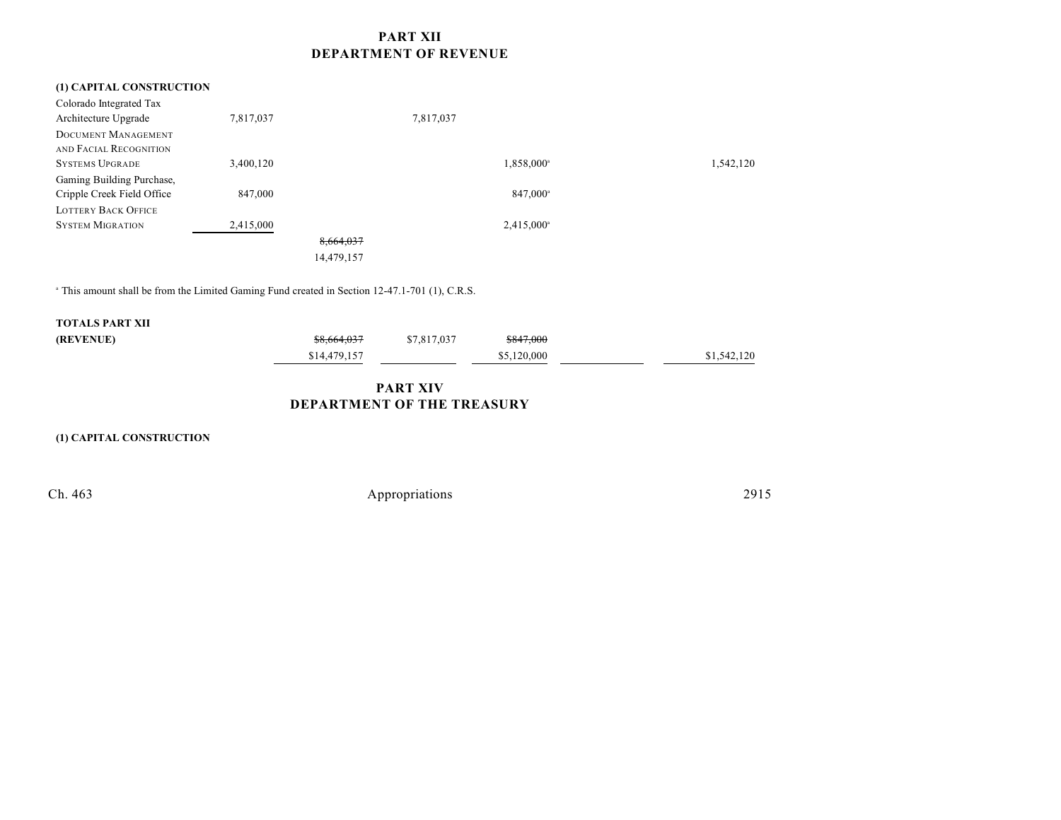# PART XII
# DEPARTMENT OF REVENUE

| | | | | | | |
|---|---|---|---|---|---|---|
| **(1) CAPITAL CONSTRUCTION** | | | | | | |
| Colorado Integrated Tax Architecture Upgrade | 7,817,037 | | 7,817,037 | | | |
| DOCUMENT MANAGEMENT AND FACIAL RECOGNITION SYSTEMS UPGRADE | 3,400,120 | | | 1,858,000[a] | | 1,542,120 |
| Gaming Building Purchase, Cripple Creek Field Office | 847,000 | | | 847,000[a] | | |
| LOTTERY BACK OFFICE SYSTEM MIGRATION | 2,415,000 | | | 2,415,000[a] | | |
| | | ~~8,664,037~~ 14,479,157 | | | | |

[a] This amount shall be from the Limited Gaming Fund created in Section 12-47.1-701 (1), C.R.S.

| | | | | | |
|---|---|---|---|---|---|
| **TOTALS PART XII (REVENUE)** | ~~$8,664,037~~ $14,479,157 | $7,817,037 | ~~$847,000~~ $5,120,000 | | $1,542,120 |

# PART XIV
# DEPARTMENT OF THE TREASURY

**(1) CAPITAL CONSTRUCTION**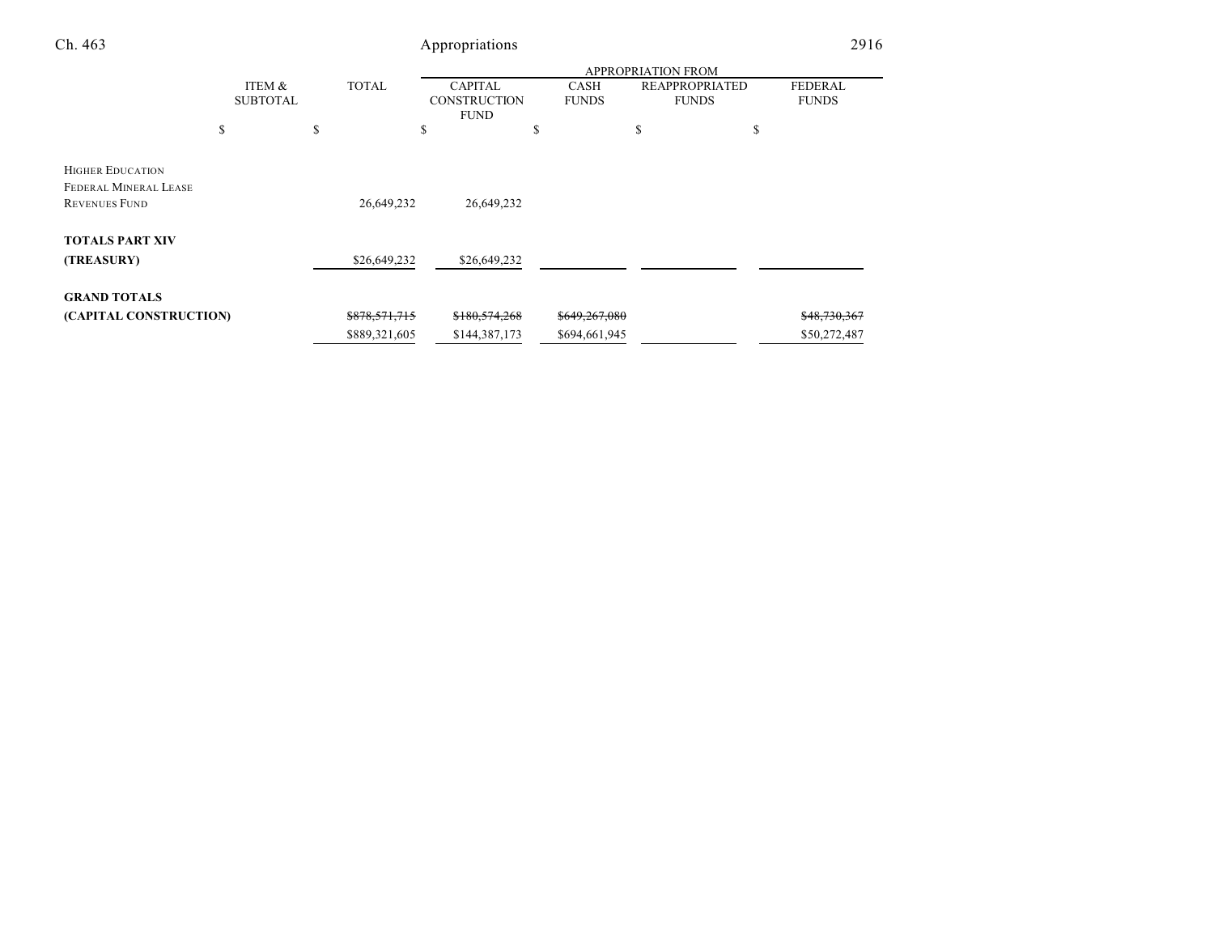| | ITEM & SUBTOTAL | TOTAL | APPROPRIATION FROM | | | |
|---|---|---|---|---|---|---|
| | | | CAPITAL CONSTRUCTION FUND | CASH FUNDS | REAPPROPRIATED FUNDS | FEDERAL FUNDS |
| | $ | $ | $ | $ | $ | $ |
| HIGHER EDUCATION FEDERAL MINERAL LEASE REVENUES FUND | | 26,649,232 | 26,649,232 | | | |
| **TOTALS PART XIV (TREASURY)** | | $26,649,232 | $26,649,232 | | | |
| **GRAND TOTALS (CAPITAL CONSTRUCTION)** | | ~~$878,571,715~~ | ~~$180,574,268~~ | ~~$649,267,080~~ | | ~~$48,730,367~~ |
| | | $889,321,605 | $144,387,173 | $694,661,945 | | $50,272,487 |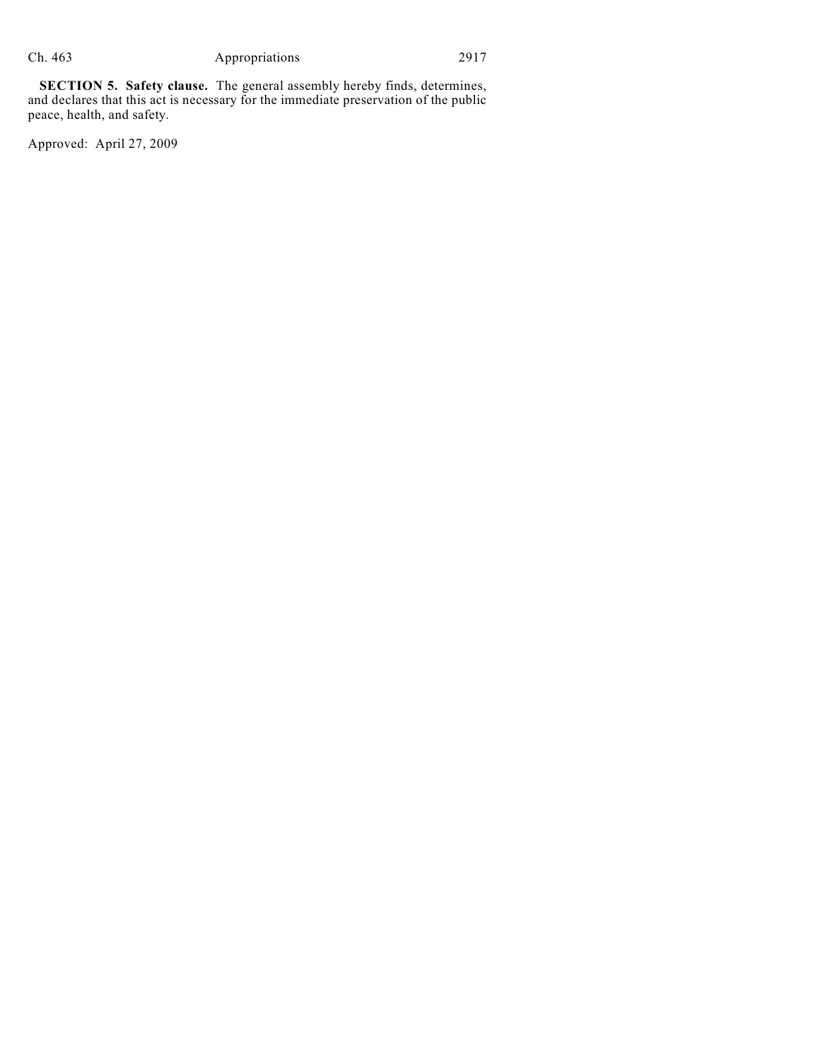**SECTION 5. Safety clause.** The general assembly hereby finds, determines, and declares that this act is necessary for the immediate preservation of the public peace, health, and safety.

Approved: April 27, 2009